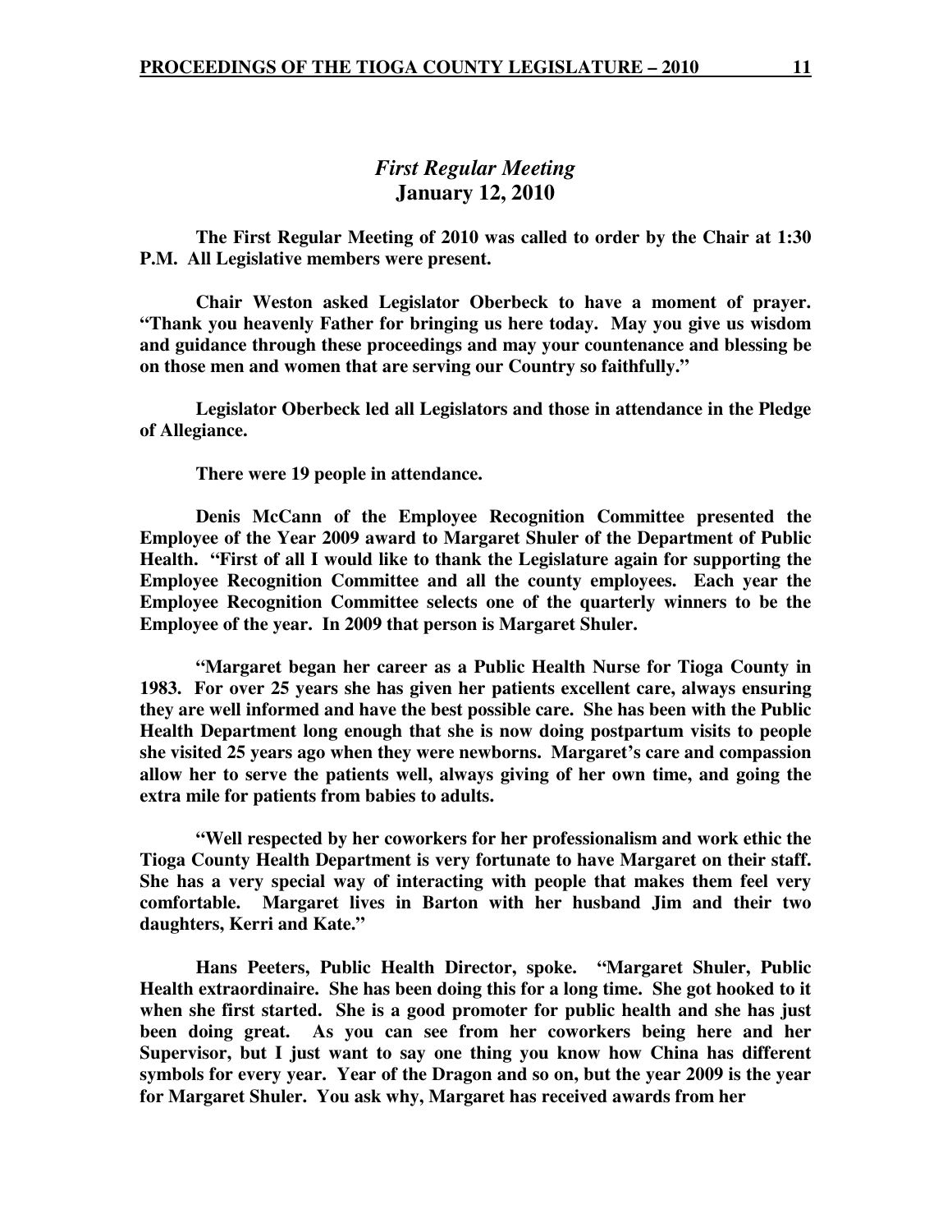## *First Regular Meeting*
## **January 12, 2010**

**The First Regular Meeting of 2010 was called to order by the Chair at 1:30 P.M. All Legislative members were present.**

**Chair Weston asked Legislator Oberbeck to have a moment of prayer. "Thank you heavenly Father for bringing us here today. May you give us wisdom and guidance through these proceedings and may your countenance and blessing be on those men and women that are serving our Country so faithfully."**

**Legislator Oberbeck led all Legislators and those in attendance in the Pledge of Allegiance.**

**There were 19 people in attendance.**

**Denis McCann of the Employee Recognition Committee presented the Employee of the Year 2009 award to Margaret Shuler of the Department of Public Health. "First of all I would like to thank the Legislature again for supporting the Employee Recognition Committee and all the county employees. Each year the Employee Recognition Committee selects one of the quarterly winners to be the Employee of the year. In 2009 that person is Margaret Shuler.**

**"Margaret began her career as a Public Health Nurse for Tioga County in 1983. For over 25 years she has given her patients excellent care, always ensuring they are well informed and have the best possible care. She has been with the Public Health Department long enough that she is now doing postpartum visits to people she visited 25 years ago when they were newborns. Margaret's care and compassion allow her to serve the patients well, always giving of her own time, and going the extra mile for patients from babies to adults.**

**"Well respected by her coworkers for her professionalism and work ethic the Tioga County Health Department is very fortunate to have Margaret on their staff. She has a very special way of interacting with people that makes them feel very comfortable. Margaret lives in Barton with her husband Jim and their two daughters, Kerri and Kate."**

**Hans Peeters, Public Health Director, spoke. "Margaret Shuler, Public Health extraordinaire. She has been doing this for a long time. She got hooked to it when she first started. She is a good promoter for public health and she has just been doing great. As you can see from her coworkers being here and her Supervisor, but I just want to say one thing you know how China has different symbols for every year. Year of the Dragon and so on, but the year 2009 is the year for Margaret Shuler. You ask why, Margaret has received awards from her**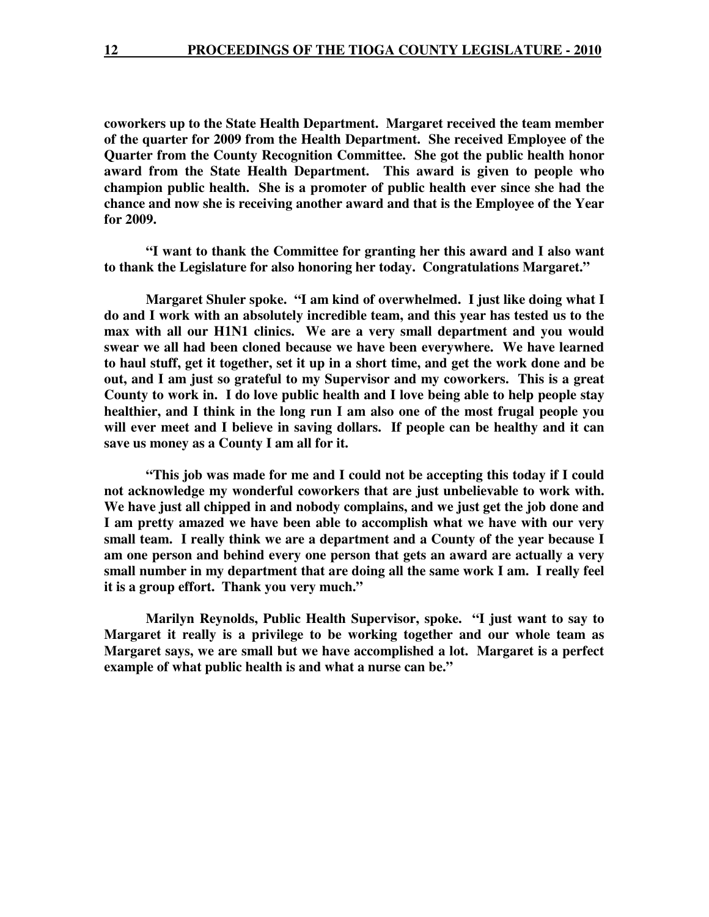**coworkers up to the State Health Department. Margaret received the team member of the quarter for 2009 from the Health Department. She received Employee of the Quarter from the County Recognition Committee. She got the public health honor award from the State Health Department. This award is given to people who champion public health. She is a promoter of public health ever since she had the chance and now she is receiving another award and that is the Employee of the Year for 2009.**

**"I want to thank the Committee for granting her this award and I also want to thank the Legislature for also honoring her today. Congratulations Margaret."**

**Margaret Shuler spoke. "I am kind of overwhelmed. I just like doing what I do and I work with an absolutely incredible team, and this year has tested us to the max with all our H1N1 clinics. We are a very small department and you would swear we all had been cloned because we have been everywhere. We have learned to haul stuff, get it together, set it up in a short time, and get the work done and be out, and I am just so grateful to my Supervisor and my coworkers. This is a great County to work in. I do love public health and I love being able to help people stay healthier, and I think in the long run I am also one of the most frugal people you will ever meet and I believe in saving dollars. If people can be healthy and it can save us money as a County I am all for it.**

**"This job was made for me and I could not be accepting this today if I could not acknowledge my wonderful coworkers that are just unbelievable to work with. We have just all chipped in and nobody complains, and we just get the job done and I am pretty amazed we have been able to accomplish what we have with our very small team. I really think we are a department and a County of the year because I am one person and behind every one person that gets an award are actually a very small number in my department that are doing all the same work I am. I really feel it is a group effort. Thank you very much."**

**Marilyn Reynolds, Public Health Supervisor, spoke. "I just want to say to Margaret it really is a privilege to be working together and our whole team as Margaret says, we are small but we have accomplished a lot. Margaret is a perfect example of what public health is and what a nurse can be."**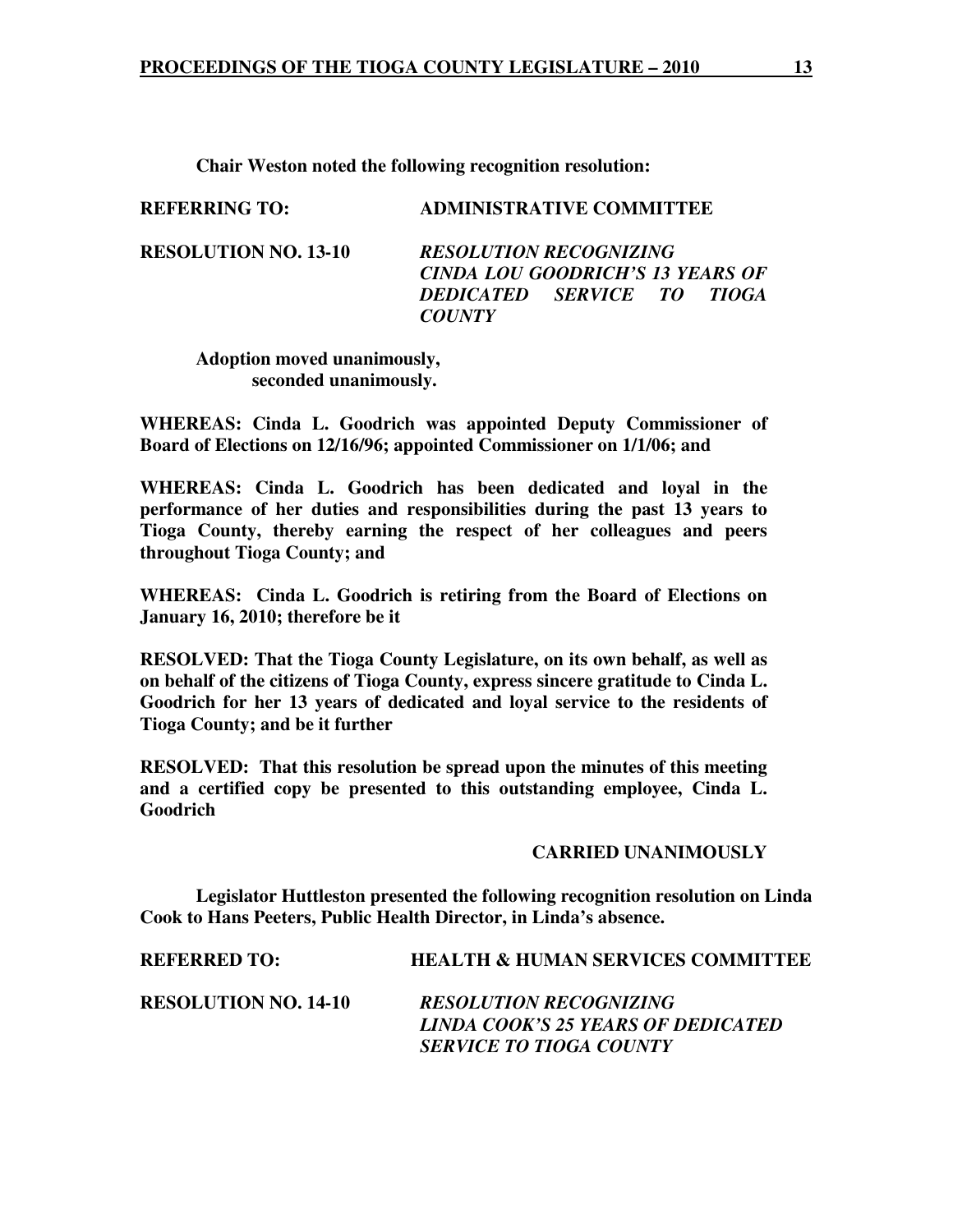**Chair Weston noted the following recognition resolution:**

**REFERRING TO:** **ADMINISTRATIVE COMMITTEE**

**RESOLUTION NO. 13-10** ***RESOLUTION RECOGNIZING CINDA LOU GOODRICH'S 13 YEARS OF DEDICATED SERVICE TO TIOGA COUNTY***

**Adoption moved unanimously,
seconded unanimously.**

**WHEREAS: Cinda L. Goodrich was appointed Deputy Commissioner of Board of Elections on 12/16/96; appointed Commissioner on 1/1/06; and**

**WHEREAS: Cinda L. Goodrich has been dedicated and loyal in the performance of her duties and responsibilities during the past 13 years to Tioga County, thereby earning the respect of her colleagues and peers throughout Tioga County; and**

**WHEREAS: Cinda L. Goodrich is retiring from the Board of Elections on January 16, 2010; therefore be it**

**RESOLVED: That the Tioga County Legislature, on its own behalf, as well as on behalf of the citizens of Tioga County, express sincere gratitude to Cinda L. Goodrich for her 13 years of dedicated and loyal service to the residents of Tioga County; and be it further**

**RESOLVED: That this resolution be spread upon the minutes of this meeting and a certified copy be presented to this outstanding employee, Cinda L. Goodrich**

**CARRIED UNANIMOUSLY**

**Legislator Huttleston presented the following recognition resolution on Linda Cook to Hans Peeters, Public Health Director, in Linda's absence.**

**REFERRED TO:** **HEALTH & HUMAN SERVICES COMMITTEE**

**RESOLUTION NO. 14-10** ***RESOLUTION RECOGNIZING LINDA COOK'S 25 YEARS OF DEDICATED SERVICE TO TIOGA COUNTY***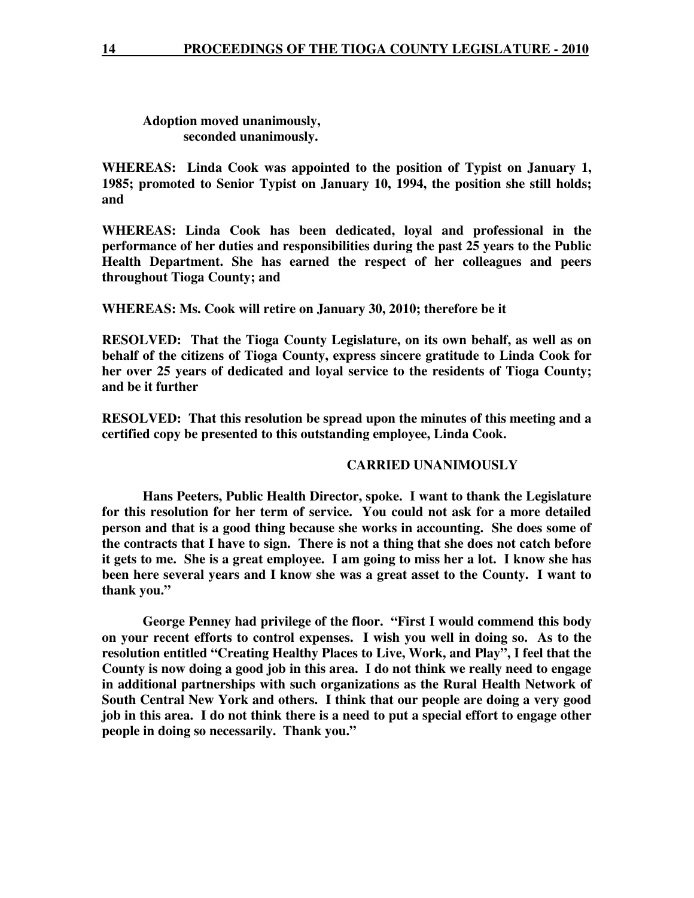**Adoption moved unanimously,**
**seconded unanimously.**

**WHEREAS: Linda Cook was appointed to the position of Typist on January 1, 1985; promoted to Senior Typist on January 10, 1994, the position she still holds; and**

**WHEREAS: Linda Cook has been dedicated, loyal and professional in the performance of her duties and responsibilities during the past 25 years to the Public Health Department. She has earned the respect of her colleagues and peers throughout Tioga County; and**

**WHEREAS: Ms. Cook will retire on January 30, 2010; therefore be it**

**RESOLVED: That the Tioga County Legislature, on its own behalf, as well as on behalf of the citizens of Tioga County, express sincere gratitude to Linda Cook for her over 25 years of dedicated and loyal service to the residents of Tioga County; and be it further**

**RESOLVED: That this resolution be spread upon the minutes of this meeting and a certified copy be presented to this outstanding employee, Linda Cook.**

**CARRIED UNANIMOUSLY**

**Hans Peeters, Public Health Director, spoke. I want to thank the Legislature for this resolution for her term of service. You could not ask for a more detailed person and that is a good thing because she works in accounting. She does some of the contracts that I have to sign. There is not a thing that she does not catch before it gets to me. She is a great employee. I am going to miss her a lot. I know she has been here several years and I know she was a great asset to the County. I want to thank you."**

**George Penney had privilege of the floor. "First I would commend this body on your recent efforts to control expenses. I wish you well in doing so. As to the resolution entitled "Creating Healthy Places to Live, Work, and Play", I feel that the County is now doing a good job in this area. I do not think we really need to engage in additional partnerships with such organizations as the Rural Health Network of South Central New York and others. I think that our people are doing a very good job in this area. I do not think there is a need to put a special effort to engage other people in doing so necessarily. Thank you."**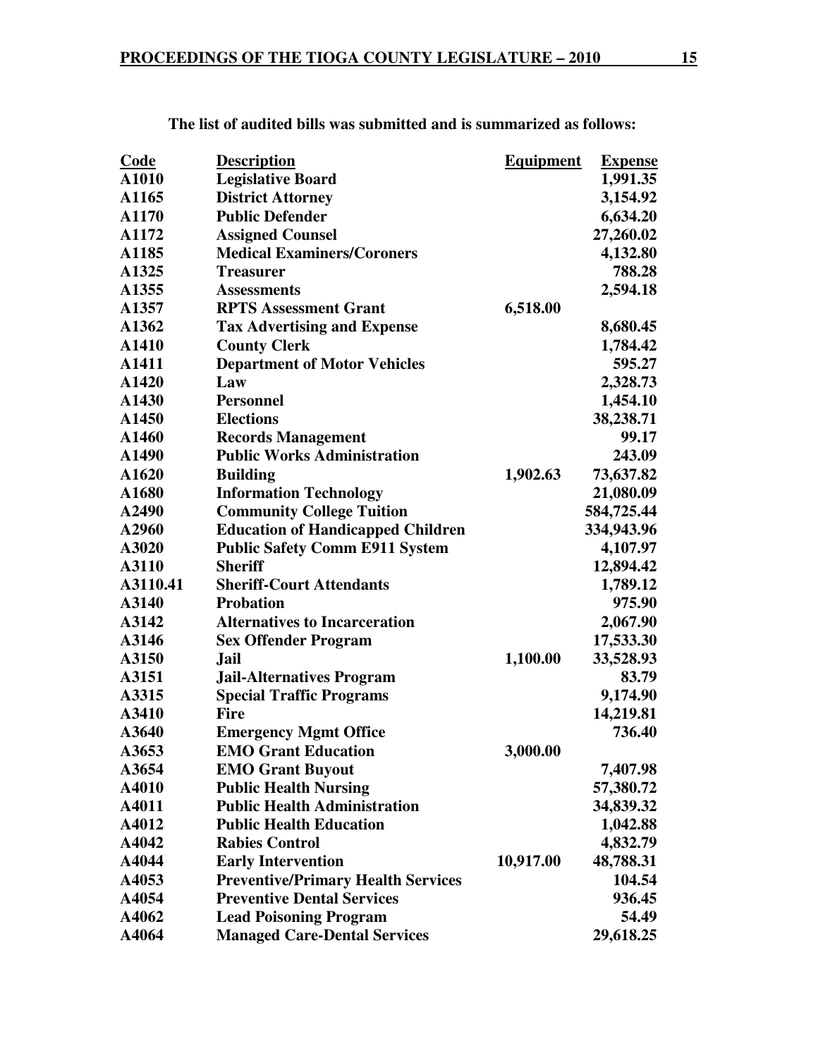**The list of audited bills was submitted and is summarized as follows:**

| Code | Description | Equipment | Expense |
|---|---|---|---|
| A1010 | Legislative Board | | 1,991.35 |
| A1165 | District Attorney | | 3,154.92 |
| A1170 | Public Defender | | 6,634.20 |
| A1172 | Assigned Counsel | | 27,260.02 |
| A1185 | Medical Examiners/Coroners | | 4,132.80 |
| A1325 | Treasurer | | 788.28 |
| A1355 | Assessments | | 2,594.18 |
| A1357 | RPTS Assessment Grant | 6,518.00 | |
| A1362 | Tax Advertising and Expense | | 8,680.45 |
| A1410 | County Clerk | | 1,784.42 |
| A1411 | Department of Motor Vehicles | | 595.27 |
| A1420 | Law | | 2,328.73 |
| A1430 | Personnel | | 1,454.10 |
| A1450 | Elections | | 38,238.71 |
| A1460 | Records Management | | 99.17 |
| A1490 | Public Works Administration | | 243.09 |
| A1620 | Building | 1,902.63 | 73,637.82 |
| A1680 | Information Technology | | 21,080.09 |
| A2490 | Community College Tuition | | 584,725.44 |
| A2960 | Education of Handicapped Children | | 334,943.96 |
| A3020 | Public Safety Comm E911 System | | 4,107.97 |
| A3110 | Sheriff | | 12,894.42 |
| A3110.41 | Sheriff-Court Attendants | | 1,789.12 |
| A3140 | Probation | | 975.90 |
| A3142 | Alternatives to Incarceration | | 2,067.90 |
| A3146 | Sex Offender Program | | 17,533.30 |
| A3150 | Jail | 1,100.00 | 33,528.93 |
| A3151 | Jail-Alternatives Program | | 83.79 |
| A3315 | Special Traffic Programs | | 9,174.90 |
| A3410 | Fire | | 14,219.81 |
| A3640 | Emergency Mgmt Office | | 736.40 |
| A3653 | EMO Grant Education | 3,000.00 | |
| A3654 | EMO Grant Buyout | | 7,407.98 |
| A4010 | Public Health Nursing | | 57,380.72 |
| A4011 | Public Health Administration | | 34,839.32 |
| A4012 | Public Health Education | | 1,042.88 |
| A4042 | Rabies Control | | 4,832.79 |
| A4044 | Early Intervention | 10,917.00 | 48,788.31 |
| A4053 | Preventive/Primary Health Services | | 104.54 |
| A4054 | Preventive Dental Services | | 936.45 |
| A4062 | Lead Poisoning Program | | 54.49 |
| A4064 | Managed Care-Dental Services | | 29,618.25 |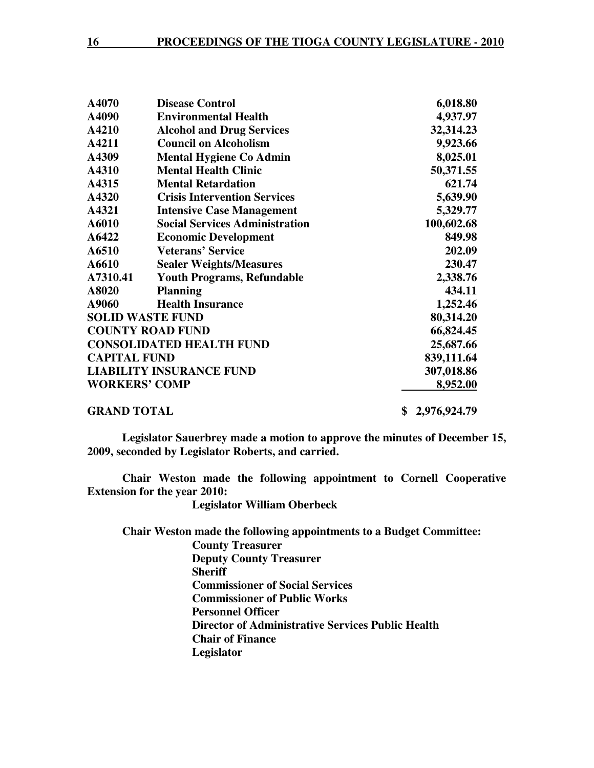| | | |
|---|---|---|
| **A4070** | **Disease Control** | **6,018.80** |
| **A4090** | **Environmental Health** | **4,937.97** |
| **A4210** | **Alcohol and Drug Services** | **32,314.23** |
| **A4211** | **Council on Alcoholism** | **9,923.66** |
| **A4309** | **Mental Hygiene Co Admin** | **8,025.01** |
| **A4310** | **Mental Health Clinic** | **50,371.55** |
| **A4315** | **Mental Retardation** | **621.74** |
| **A4320** | **Crisis Intervention Services** | **5,639.90** |
| **A4321** | **Intensive Case Management** | **5,329.77** |
| **A6010** | **Social Services Administration** | **100,602.68** |
| **A6422** | **Economic Development** | **849.98** |
| **A6510** | **Veterans' Service** | **202.09** |
| **A6610** | **Sealer Weights/Measures** | **230.47** |
| **A7310.41** | **Youth Programs, Refundable** | **2,338.76** |
| **A8020** | **Planning** | **434.11** |
| **A9060** | **Health Insurance** | **1,252.46** |
| **SOLID WASTE FUND** | | **80,314.20** |
| **COUNTY ROAD FUND** | | **66,824.45** |
| **CONSOLIDATED HEALTH FUND** | | **25,687.66** |
| **CAPITAL FUND** | | **839,111.64** |
| **LIABILITY INSURANCE FUND** | | **307,018.86** |
| **WORKERS' COMP** | | **8,952.00** |
| **GRAND TOTAL** | | **$ 2,976,924.79** |

**Legislator Sauerbrey made a motion to approve the minutes of December 15, 2009, seconded by Legislator Roberts, and carried.**

**Chair Weston made the following appointment to Cornell Cooperative Extension for the year 2010:**

**Legislator William Oberbeck**

**Chair Weston made the following appointments to a Budget Committee:**

**County Treasurer**
**Deputy County Treasurer**
**Sheriff**
**Commissioner of Social Services**
**Commissioner of Public Works**
**Personnel Officer**
**Director of Administrative Services Public Health**
**Chair of Finance**
**Legislator**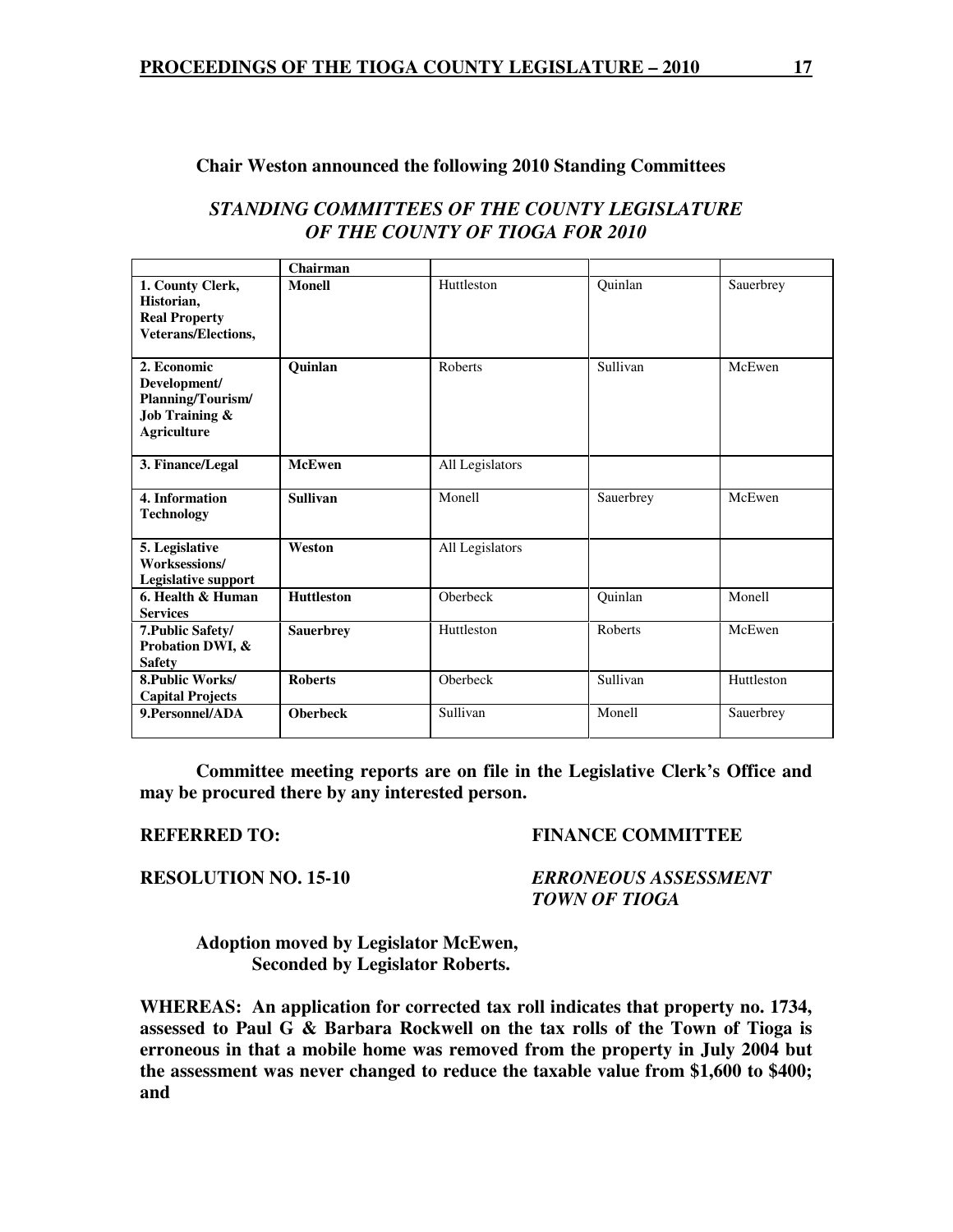**Chair Weston announced the following 2010 Standing Committees**

***STANDING COMMITTEES OF THE COUNTY LEGISLATURE OF THE COUNTY OF TIOGA FOR 2010***

| | **Chairman** | | | |
|---|---|---|---|---|
| **1. County Clerk, Historian, Real Property Veterans/Elections,** | **Monell** | Huttleston | Quinlan | Sauerbrey |
| **2. Economic Development/ Planning/Tourism/ Job Training & Agriculture** | **Quinlan** | Roberts | Sullivan | McEwen |
| **3. Finance/Legal** | **McEwen** | All Legislators | | |
| **4. Information Technology** | **Sullivan** | Monell | Sauerbrey | McEwen |
| **5. Legislative Worksessions/ Legislative support** | **Weston** | All Legislators | | |
| **6. Health & Human Services** | **Huttleston** | Oberbeck | Quinlan | Monell |
| **7.Public Safety/ Probation DWI, & Safety** | **Sauerbrey** | Huttleston | Roberts | McEwen |
| **8.Public Works/ Capital Projects** | **Roberts** | Oberbeck | Sullivan | Huttleston |
| **9.Personnel/ADA** | **Oberbeck** | Sullivan | Monell | Sauerbrey |

**Committee meeting reports are on file in the Legislative Clerk's Office and may be procured there by any interested person.**

**REFERRED TO:** **FINANCE COMMITTEE**

**RESOLUTION NO. 15-10** ***ERRONEOUS ASSESSMENT TOWN OF TIOGA***

**Adoption moved by Legislator McEwen, Seconded by Legislator Roberts.**

**WHEREAS: An application for corrected tax roll indicates that property no. 1734, assessed to Paul G & Barbara Rockwell on the tax rolls of the Town of Tioga is erroneous in that a mobile home was removed from the property in July 2004 but the assessment was never changed to reduce the taxable value from $1,600 to $400; and**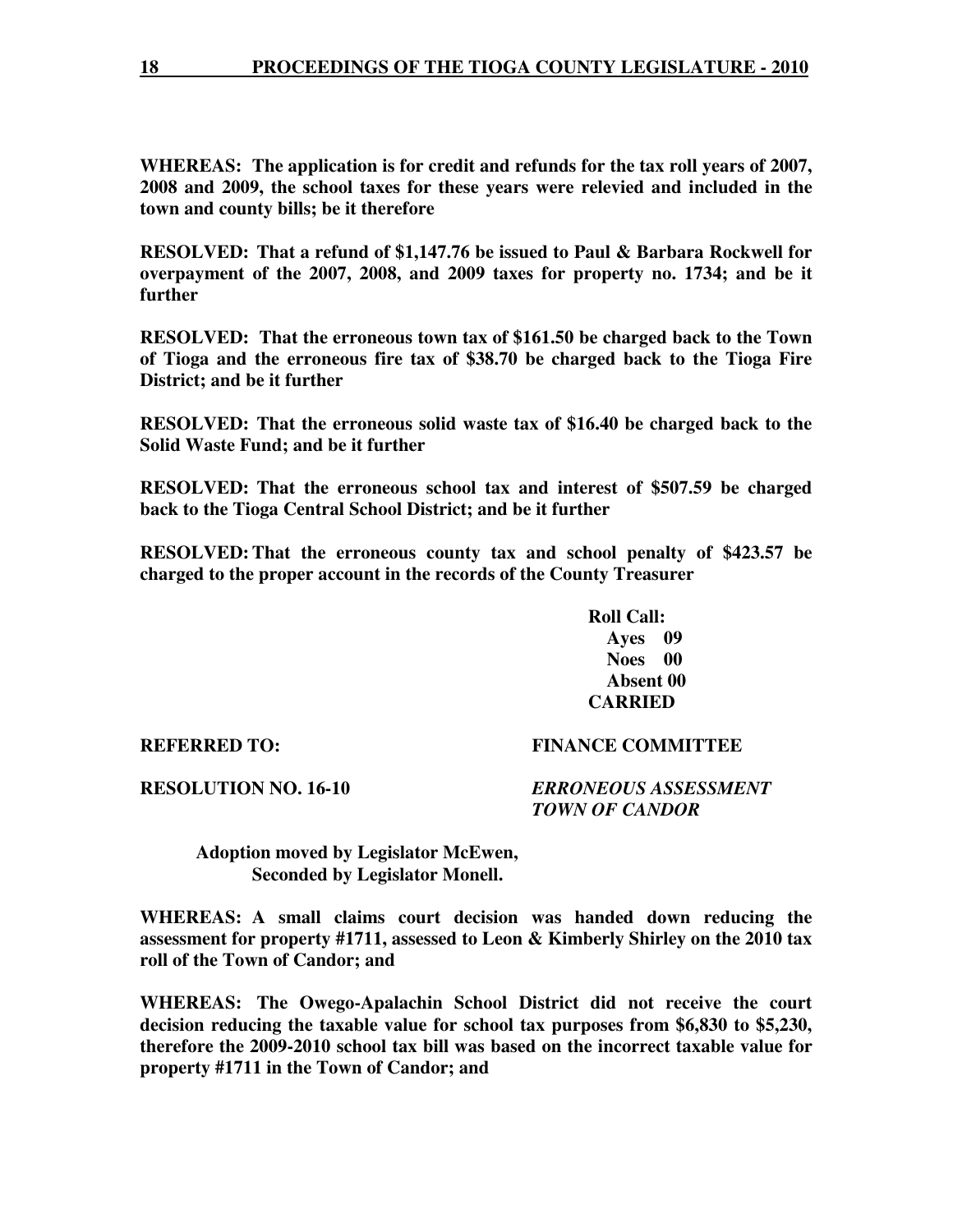**WHEREAS: The application is for credit and refunds for the tax roll years of 2007, 2008 and 2009, the school taxes for these years were relevied and included in the town and county bills; be it therefore**

**RESOLVED: That a refund of $1,147.76 be issued to Paul & Barbara Rockwell for overpayment of the 2007, 2008, and 2009 taxes for property no. 1734; and be it further**

**RESOLVED: That the erroneous town tax of $161.50 be charged back to the Town of Tioga and the erroneous fire tax of $38.70 be charged back to the Tioga Fire District; and be it further**

**RESOLVED: That the erroneous solid waste tax of $16.40 be charged back to the Solid Waste Fund; and be it further**

**RESOLVED: That the erroneous school tax and interest of $507.59 be charged back to the Tioga Central School District; and be it further**

**RESOLVED: That the erroneous county tax and school penalty of $423.57 be charged to the proper account in the records of the County Treasurer**

**Roll Call:**
**Ayes 09**
**Noes 00**
**Absent 00**
**CARRIED**

**REFERRED TO: FINANCE COMMITTEE**

**RESOLUTION NO. 16-10** ***ERRONEOUS ASSESSMENT TOWN OF CANDOR***

**Adoption moved by Legislator McEwen,**
**Seconded by Legislator Monell.**

**WHEREAS: A small claims court decision was handed down reducing the assessment for property #1711, assessed to Leon & Kimberly Shirley on the 2010 tax roll of the Town of Candor; and**

**WHEREAS: The Owego-Apalachin School District did not receive the court decision reducing the taxable value for school tax purposes from $6,830 to $5,230, therefore the 2009-2010 school tax bill was based on the incorrect taxable value for property #1711 in the Town of Candor; and**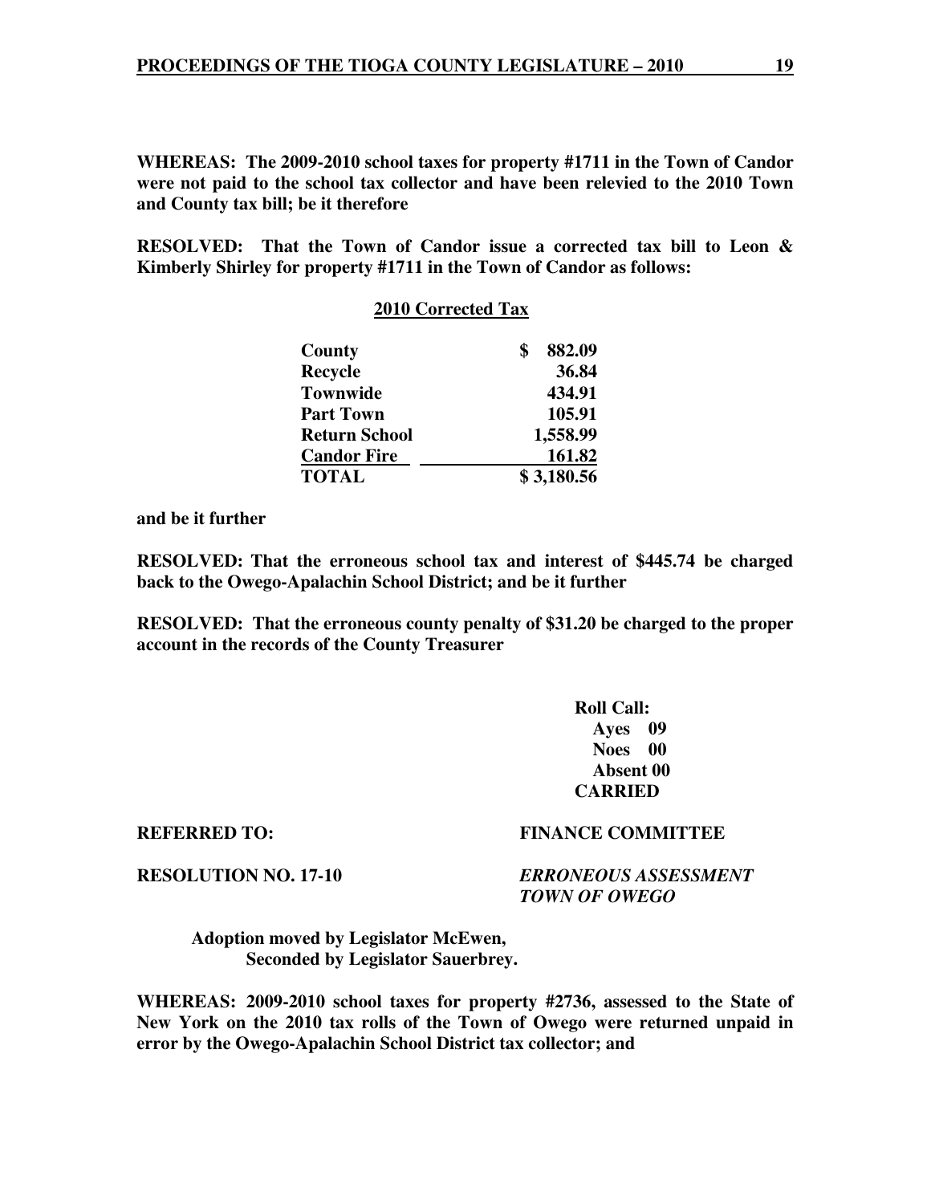**WHEREAS: The 2009-2010 school taxes for property #1711 in the Town of Candor were not paid to the school tax collector and have been relevied to the 2010 Town and County tax bill; be it therefore**

**RESOLVED: That the Town of Candor issue a corrected tax bill to Leon & Kimberly Shirley for property #1711 in the Town of Candor as follows:**

**2010 Corrected Tax**

| | |
|---|---|
| **County** | **$ 882.09** |
| **Recycle** | **36.84** |
| **Townwide** | **434.91** |
| **Part Town** | **105.91** |
| **Return School** | **1,558.99** |
| **Candor Fire** | **161.82** |
| **TOTAL** | **$ 3,180.56** |

**and be it further**

**RESOLVED: That the erroneous school tax and interest of $445.74 be charged back to the Owego-Apalachin School District; and be it further**

**RESOLVED: That the erroneous county penalty of $31.20 be charged to the proper account in the records of the County Treasurer**

**Roll Call:**
**Ayes 09**
**Noes 00**
**Absent 00**
**CARRIED**

**REFERRED TO: FINANCE COMMITTEE**

**RESOLUTION NO. 17-10** ***ERRONEOUS ASSESSMENT TOWN OF OWEGO***

**Adoption moved by Legislator McEwen,**
**Seconded by Legislator Sauerbrey.**

**WHEREAS: 2009-2010 school taxes for property #2736, assessed to the State of New York on the 2010 tax rolls of the Town of Owego were returned unpaid in error by the Owego-Apalachin School District tax collector; and**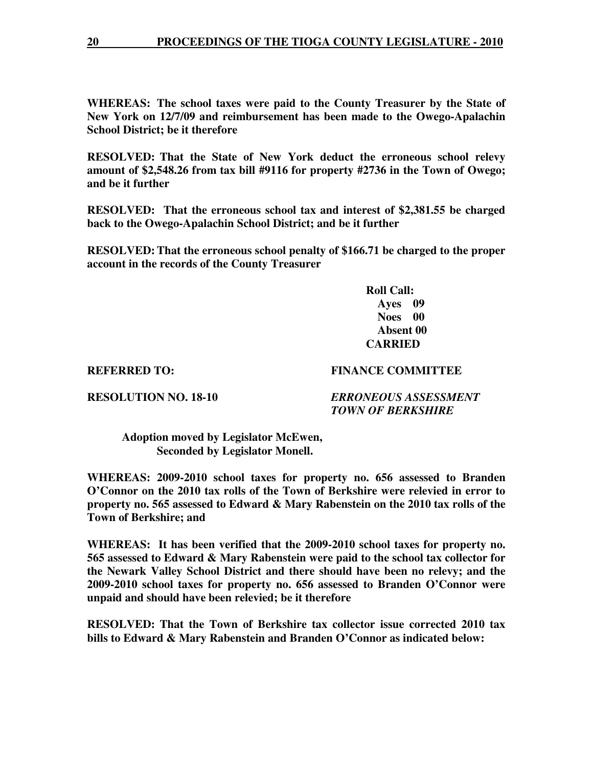**WHEREAS: The school taxes were paid to the County Treasurer by the State of New York on 12/7/09 and reimbursement has been made to the Owego-Apalachin School District; be it therefore**

**RESOLVED: That the State of New York deduct the erroneous school relevy amount of $2,548.26 from tax bill #9116 for property #2736 in the Town of Owego; and be it further**

**RESOLVED: That the erroneous school tax and interest of $2,381.55 be charged back to the Owego-Apalachin School District; and be it further**

**RESOLVED: That the erroneous school penalty of $166.71 be charged to the proper account in the records of the County Treasurer**

**Roll Call:**
**Ayes 09**
**Noes 00**
**Absent 00**
**CARRIED**

**REFERRED TO: FINANCE COMMITTEE**

**RESOLUTION NO. 18-10** ***ERRONEOUS ASSESSMENT TOWN OF BERKSHIRE***

**Adoption moved by Legislator McEwen,**
**Seconded by Legislator Monell.**

**WHEREAS: 2009-2010 school taxes for property no. 656 assessed to Branden O'Connor on the 2010 tax rolls of the Town of Berkshire were relevied in error to property no. 565 assessed to Edward & Mary Rabenstein on the 2010 tax rolls of the Town of Berkshire; and**

**WHEREAS: It has been verified that the 2009-2010 school taxes for property no. 565 assessed to Edward & Mary Rabenstein were paid to the school tax collector for the Newark Valley School District and there should have been no relevy; and the 2009-2010 school taxes for property no. 656 assessed to Branden O'Connor were unpaid and should have been relevied; be it therefore**

**RESOLVED: That the Town of Berkshire tax collector issue corrected 2010 tax bills to Edward & Mary Rabenstein and Branden O'Connor as indicated below:**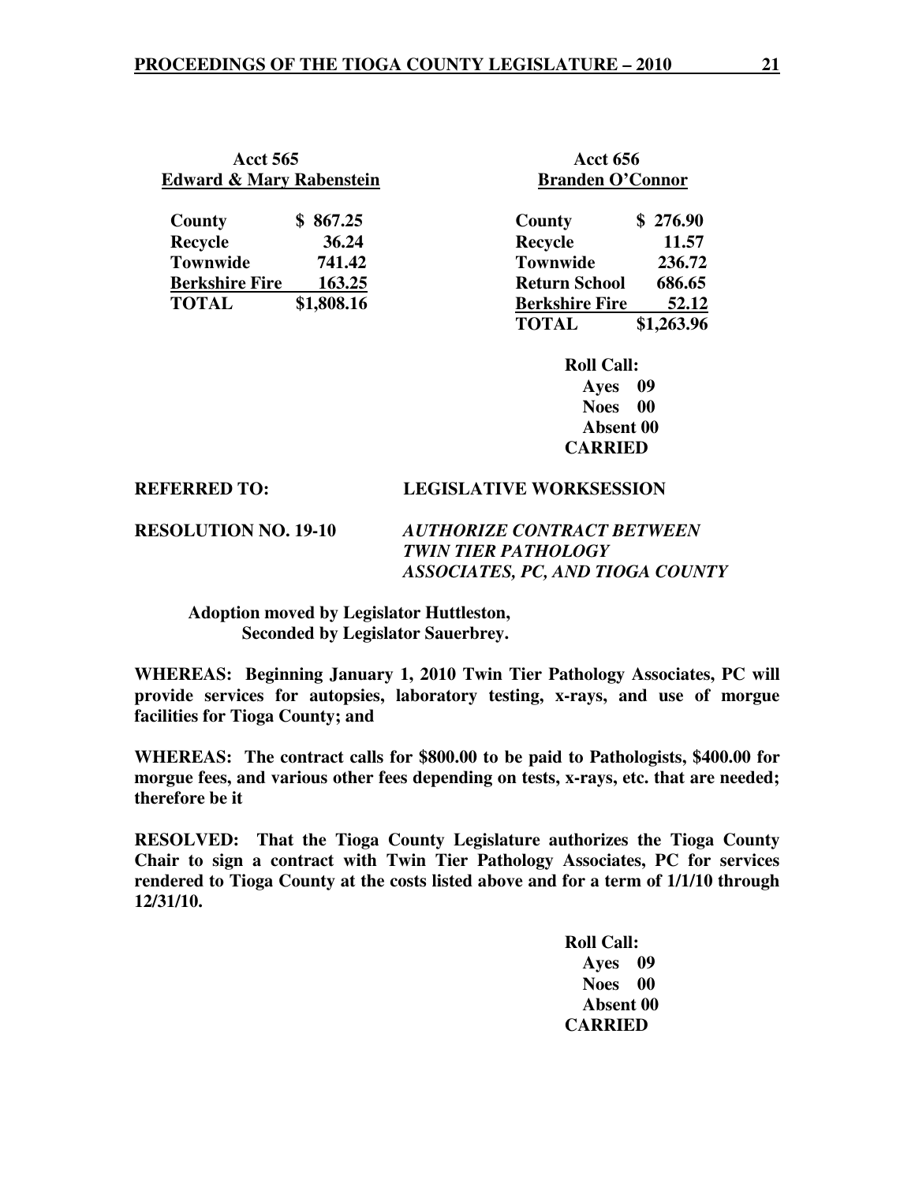**Acct 565**
**Edward & Mary Rabenstein**

| | |
|---|---|
| **County** | **$ 867.25** |
| **Recycle** | **36.24** |
| **Townwide** | **741.42** |
| **Berkshire Fire** | **163.25** |
| **TOTAL** | **$1,808.16** |

**Acct 656**
**Branden O'Connor**

| | |
|---|---|
| **County** | **$ 276.90** |
| **Recycle** | **11.57** |
| **Townwide** | **236.72** |
| **Return School** | **686.65** |
| **Berkshire Fire** | **52.12** |
| **TOTAL** | **$1,263.96** |

**Roll Call:**
**Ayes 09**
**Noes 00**
**Absent 00**
**CARRIED**

**REFERRED TO: LEGISLATIVE WORKSESSION**

**RESOLUTION NO. 19-10** ***AUTHORIZE CONTRACT BETWEEN TWIN TIER PATHOLOGY ASSOCIATES, PC, AND TIOGA COUNTY***

**Adoption moved by Legislator Huttleston,**
**Seconded by Legislator Sauerbrey.**

**WHEREAS: Beginning January 1, 2010 Twin Tier Pathology Associates, PC will provide services for autopsies, laboratory testing, x-rays, and use of morgue facilities for Tioga County; and**

**WHEREAS: The contract calls for $800.00 to be paid to Pathologists, $400.00 for morgue fees, and various other fees depending on tests, x-rays, etc. that are needed; therefore be it**

**RESOLVED: That the Tioga County Legislature authorizes the Tioga County Chair to sign a contract with Twin Tier Pathology Associates, PC for services rendered to Tioga County at the costs listed above and for a term of 1/1/10 through 12/31/10.**

**Roll Call:**
**Ayes 09**
**Noes 00**
**Absent 00**
**CARRIED**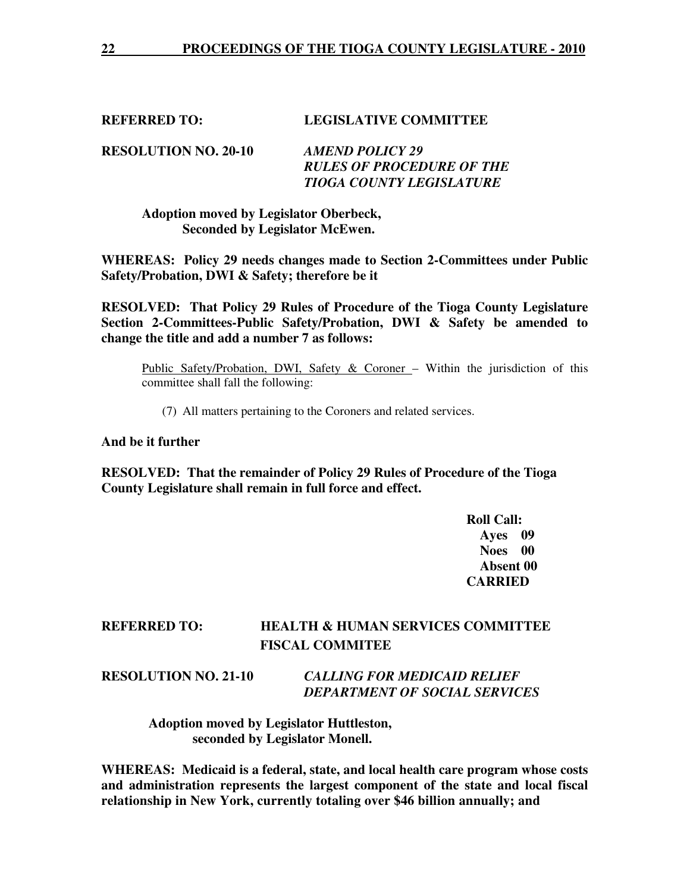**REFERRED TO: LEGISLATIVE COMMITTEE**

**RESOLUTION NO. 20-10** ***AMEND POLICY 29 RULES OF PROCEDURE OF THE TIOGA COUNTY LEGISLATURE***

**Adoption moved by Legislator Oberbeck, Seconded by Legislator McEwen.**

**WHEREAS: Policy 29 needs changes made to Section 2-Committees under Public Safety/Probation, DWI & Safety; therefore be it**

**RESOLVED: That Policy 29 Rules of Procedure of the Tioga County Legislature Section 2-Committees-Public Safety/Probation, DWI & Safety be amended to change the title and add a number 7 as follows:**

> <u>Public Safety/Probation, DWI, Safety & Coroner</u> – Within the jurisdiction of this committee shall fall the following:
>
> (7) All matters pertaining to the Coroners and related services.

**And be it further**

**RESOLVED: That the remainder of Policy 29 Rules of Procedure of the Tioga County Legislature shall remain in full force and effect.**

**Roll Call:**
**Ayes 09**
**Noes 00**
**Absent 00**
**CARRIED**

**REFERRED TO: HEALTH & HUMAN SERVICES COMMITTEE FISCAL COMMITEE**

**RESOLUTION NO. 21-10** ***CALLING FOR MEDICAID RELIEF DEPARTMENT OF SOCIAL SERVICES***

**Adoption moved by Legislator Huttleston, seconded by Legislator Monell.**

**WHEREAS: Medicaid is a federal, state, and local health care program whose costs and administration represents the largest component of the state and local fiscal relationship in New York, currently totaling over $46 billion annually; and**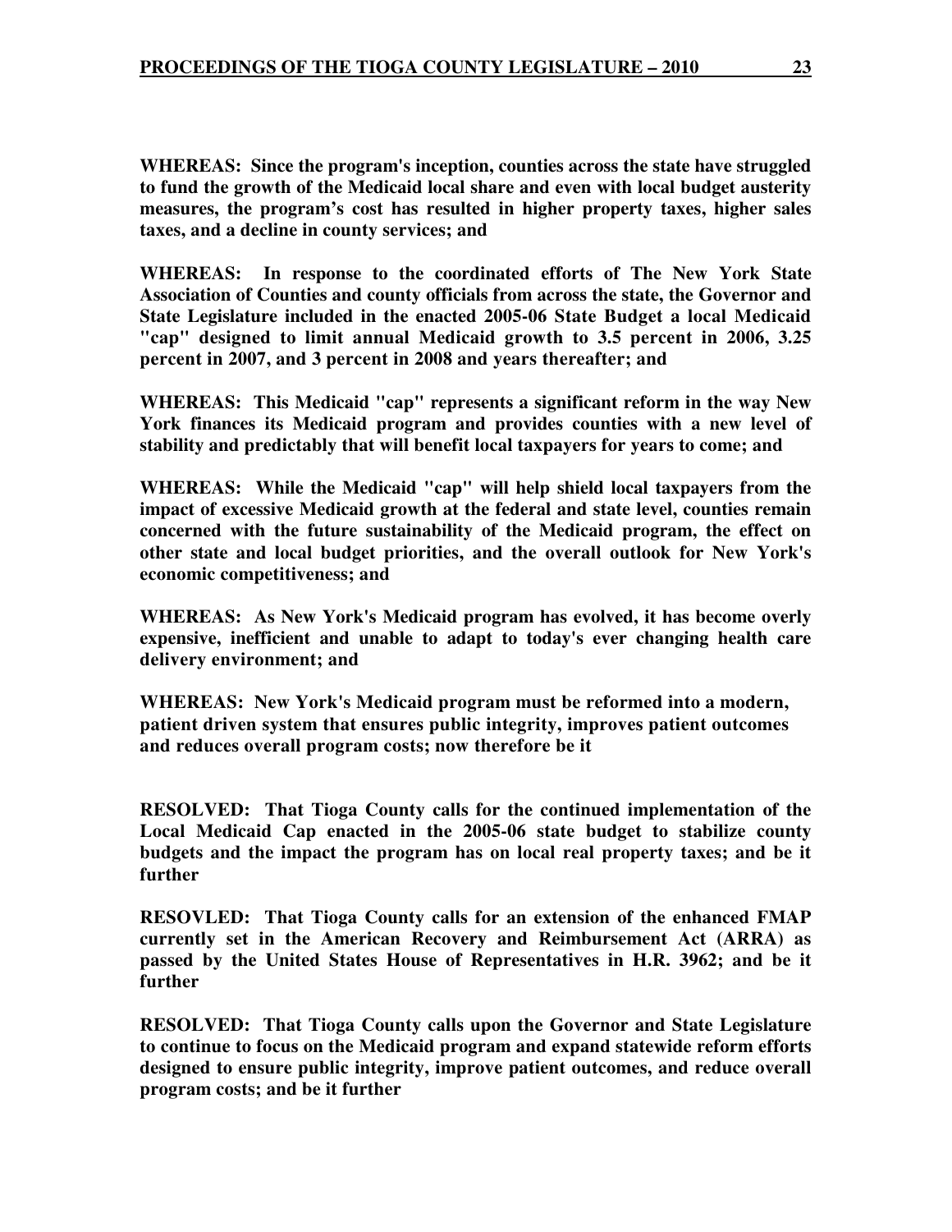**WHEREAS: Since the program's inception, counties across the state have struggled to fund the growth of the Medicaid local share and even with local budget austerity measures, the program's cost has resulted in higher property taxes, higher sales taxes, and a decline in county services; and**

**WHEREAS: In response to the coordinated efforts of The New York State Association of Counties and county officials from across the state, the Governor and State Legislature included in the enacted 2005-06 State Budget a local Medicaid "cap" designed to limit annual Medicaid growth to 3.5 percent in 2006, 3.25 percent in 2007, and 3 percent in 2008 and years thereafter; and**

**WHEREAS: This Medicaid "cap" represents a significant reform in the way New York finances its Medicaid program and provides counties with a new level of stability and predictably that will benefit local taxpayers for years to come; and**

**WHEREAS: While the Medicaid "cap" will help shield local taxpayers from the impact of excessive Medicaid growth at the federal and state level, counties remain concerned with the future sustainability of the Medicaid program, the effect on other state and local budget priorities, and the overall outlook for New York's economic competitiveness; and**

**WHEREAS: As New York's Medicaid program has evolved, it has become overly expensive, inefficient and unable to adapt to today's ever changing health care delivery environment; and**

**WHEREAS: New York's Medicaid program must be reformed into a modern, patient driven system that ensures public integrity, improves patient outcomes and reduces overall program costs; now therefore be it**

**RESOLVED: That Tioga County calls for the continued implementation of the Local Medicaid Cap enacted in the 2005-06 state budget to stabilize county budgets and the impact the program has on local real property taxes; and be it further**

**RESOVLED: That Tioga County calls for an extension of the enhanced FMAP currently set in the American Recovery and Reimbursement Act (ARRA) as passed by the United States House of Representatives in H.R. 3962; and be it further**

**RESOLVED: That Tioga County calls upon the Governor and State Legislature to continue to focus on the Medicaid program and expand statewide reform efforts designed to ensure public integrity, improve patient outcomes, and reduce overall program costs; and be it further**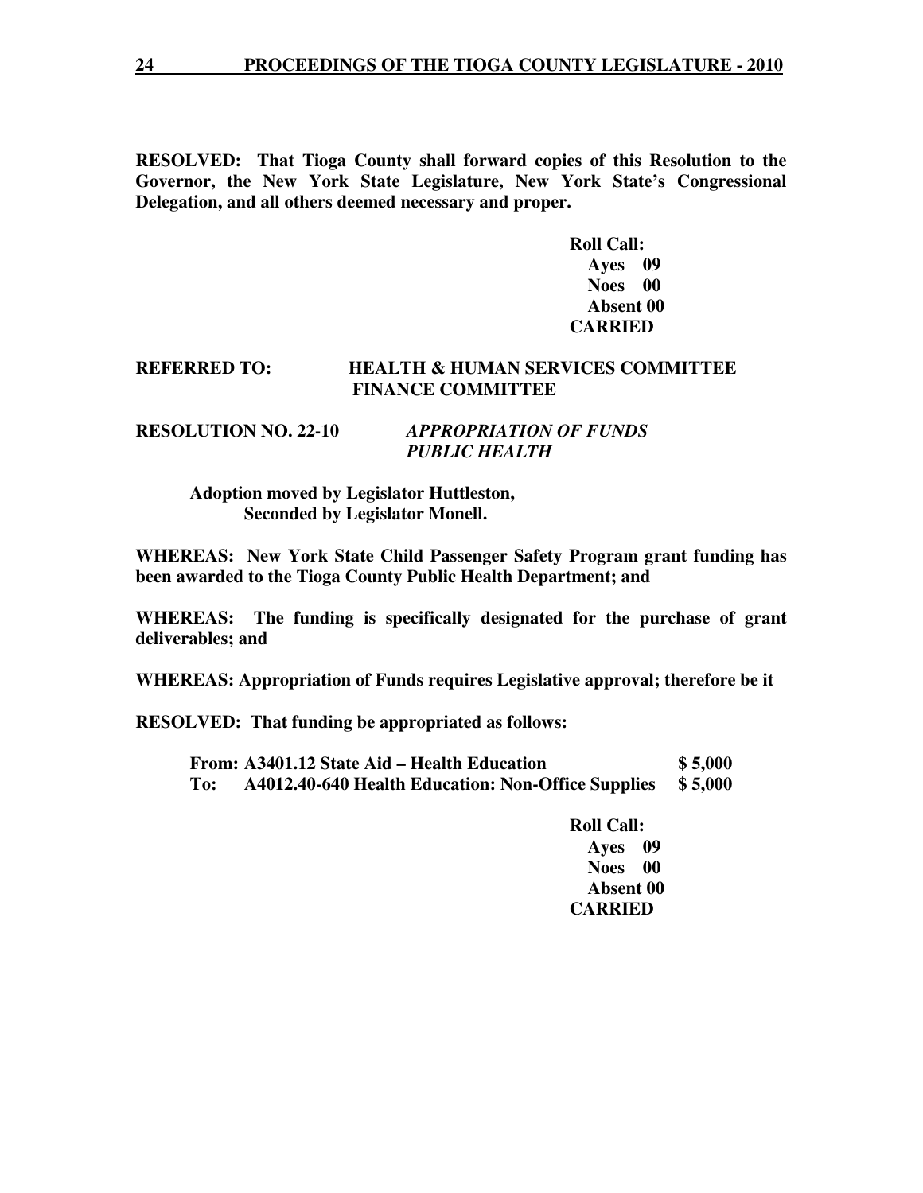**RESOLVED: That Tioga County shall forward copies of this Resolution to the Governor, the New York State Legislature, New York State's Congressional Delegation, and all others deemed necessary and proper.**

**Roll Call:**
**Ayes 09**
**Noes 00**
**Absent 00**
**CARRIED**

**REFERRED TO: HEALTH & HUMAN SERVICES COMMITTEE**
**FINANCE COMMITTEE**

**RESOLUTION NO. 22-10** ***APPROPRIATION OF FUNDS PUBLIC HEALTH***

**Adoption moved by Legislator Huttleston,**
**Seconded by Legislator Monell.**

**WHEREAS: New York State Child Passenger Safety Program grant funding has been awarded to the Tioga County Public Health Department; and**

**WHEREAS: The funding is specifically designated for the purchase of grant deliverables; and**

**WHEREAS: Appropriation of Funds requires Legislative approval; therefore be it**

**RESOLVED: That funding be appropriated as follows:**

| | | |
|---|---|---|
| **From:** | **A3401.12 State Aid – Health Education** | **$ 5,000** |
| **To:** | **A4012.40-640 Health Education: Non-Office Supplies** | **$ 5,000** |

**Roll Call:**
**Ayes 09**
**Noes 00**
**Absent 00**
**CARRIED**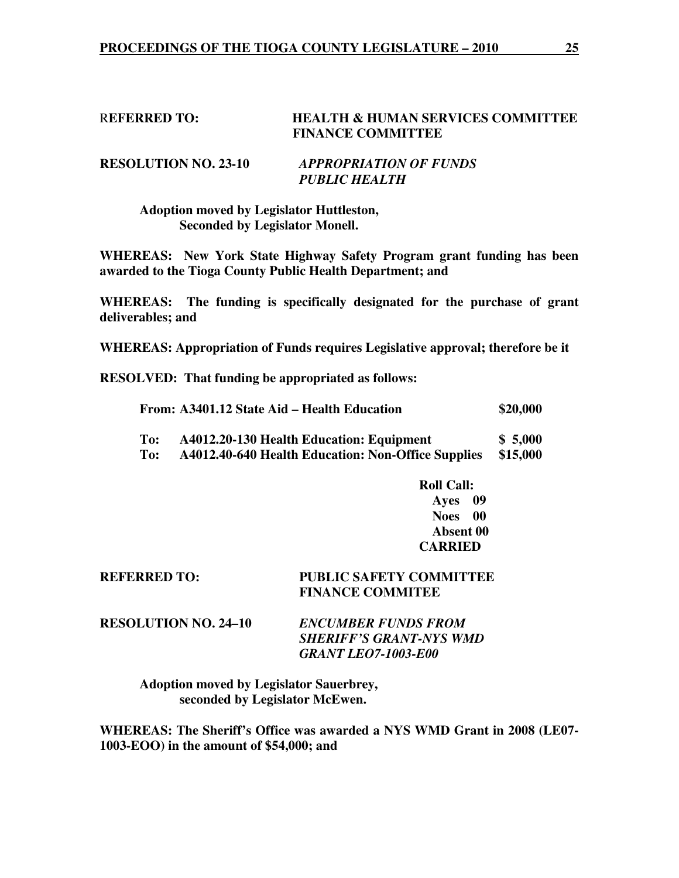**REFERRED TO: HEALTH & HUMAN SERVICES COMMITTEE**
**FINANCE COMMITTEE**

**RESOLUTION NO. 23-10** ***APPROPRIATION OF FUNDS***
***PUBLIC HEALTH***

**Adoption moved by Legislator Huttleston,**
**Seconded by Legislator Monell.**

**WHEREAS: New York State Highway Safety Program grant funding has been awarded to the Tioga County Public Health Department; and**

**WHEREAS: The funding is specifically designated for the purchase of grant deliverables; and**

**WHEREAS: Appropriation of Funds requires Legislative approval; therefore be it**

**RESOLVED: That funding be appropriated as follows:**

| | | |
|---|---|---|
| **From:** | **A3401.12 State Aid – Health Education** | **$20,000** |
| **To:** | **A4012.20-130 Health Education: Equipment** | **$ 5,000** |
| **To:** | **A4012.40-640 Health Education: Non-Office Supplies** | **$15,000** |

**Roll Call:**
**Ayes 09**
**Noes 00**
**Absent 00**
**CARRIED**

**REFERRED TO: PUBLIC SAFETY COMMITTEE**
**FINANCE COMMITEE**

**RESOLUTION NO. 24–10** ***ENCUMBER FUNDS FROM***
***SHERIFF'S GRANT-NYS WMD***
***GRANT LEO7-1003-E00***

**Adoption moved by Legislator Sauerbrey,**
**seconded by Legislator McEwen.**

**WHEREAS: The Sheriff's Office was awarded a NYS WMD Grant in 2008 (LE07-1003-EOO) in the amount of $54,000; and**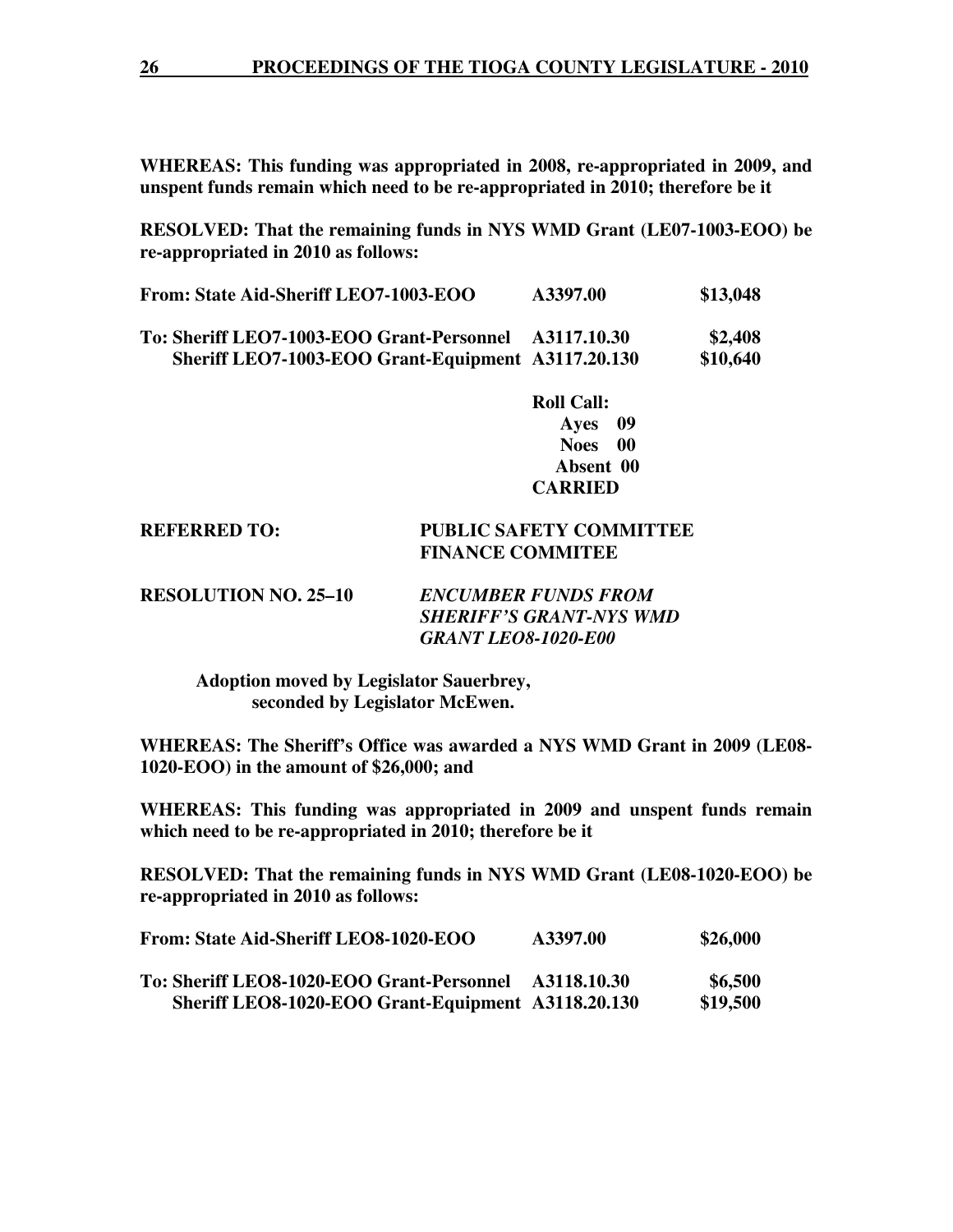**WHEREAS: This funding was appropriated in 2008, re-appropriated in 2009, and unspent funds remain which need to be re-appropriated in 2010; therefore be it**

**RESOLVED: That the remaining funds in NYS WMD Grant (LE07-1003-EOO) be re-appropriated in 2010 as follows:**

| | | |
|---|---|---|
| **From: State Aid-Sheriff LEO7-1003-EOO** | **A3397.00** | **\$13,048** |
| **To: Sheriff LEO7-1003-EOO Grant-Personnel** | **A3117.10.30** | **\$2,408** |
| **Sheriff LEO7-1003-EOO Grant-Equipment** | **A3117.20.130** | **\$10,640** |

**Roll Call:**
**Ayes 09**
**Noes 00**
**Absent 00**
**CARRIED**

**REFERRED TO:** **PUBLIC SAFETY COMMITTEE**
**FINANCE COMMITEE**

**RESOLUTION NO. 25–10** ***ENCUMBER FUNDS FROM SHERIFF'S GRANT-NYS WMD GRANT LEO8-1020-E00***

**Adoption moved by Legislator Sauerbrey, seconded by Legislator McEwen.**

**WHEREAS: The Sheriff's Office was awarded a NYS WMD Grant in 2009 (LE08-1020-EOO) in the amount of \$26,000; and**

**WHEREAS: This funding was appropriated in 2009 and unspent funds remain which need to be re-appropriated in 2010; therefore be it**

**RESOLVED: That the remaining funds in NYS WMD Grant (LE08-1020-EOO) be re-appropriated in 2010 as follows:**

| | | |
|---|---|---|
| **From: State Aid-Sheriff LEO8-1020-EOO** | **A3397.00** | **\$26,000** |
| **To: Sheriff LEO8-1020-EOO Grant-Personnel** | **A3118.10.30** | **\$6,500** |
| **Sheriff LEO8-1020-EOO Grant-Equipment** | **A3118.20.130** | **\$19,500** |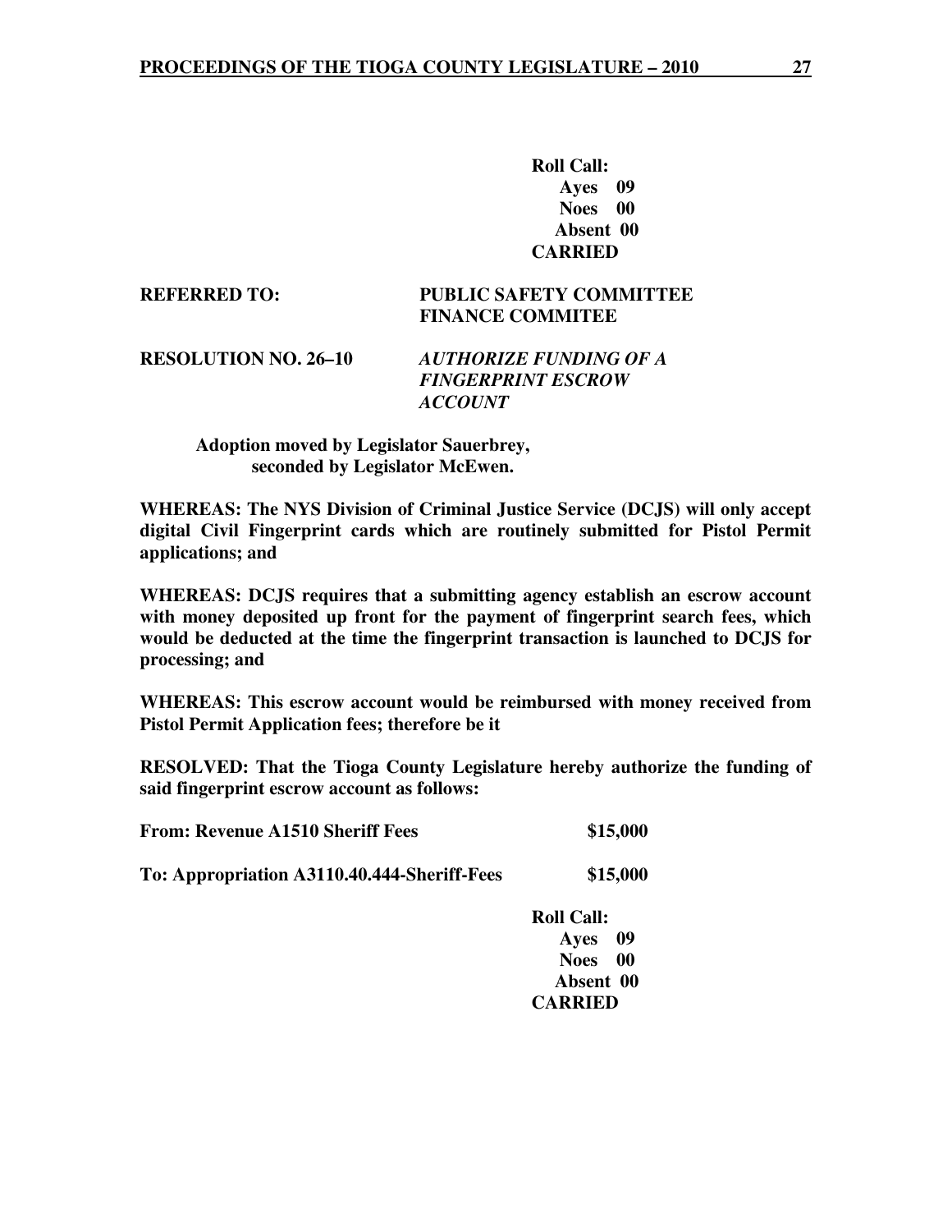**Roll Call:**
**Ayes 09**
**Noes 00**
**Absent 00**
**CARRIED**

**REFERRED TO:** **PUBLIC SAFETY COMMITTEE**
**FINANCE COMMITEE**

**RESOLUTION NO. 26–10** ***AUTHORIZE FUNDING OF A FINGERPRINT ESCROW ACCOUNT***

**Adoption moved by Legislator Sauerbrey, seconded by Legislator McEwen.**

**WHEREAS: The NYS Division of Criminal Justice Service (DCJS) will only accept digital Civil Fingerprint cards which are routinely submitted for Pistol Permit applications; and**

**WHEREAS: DCJS requires that a submitting agency establish an escrow account with money deposited up front for the payment of fingerprint search fees, which would be deducted at the time the fingerprint transaction is launched to DCJS for processing; and**

**WHEREAS: This escrow account would be reimbursed with money received from Pistol Permit Application fees; therefore be it**

**RESOLVED: That the Tioga County Legislature hereby authorize the funding of said fingerprint escrow account as follows:**

| | |
|---|---|
| **From: Revenue A1510 Sheriff Fees** | **$15,000** |
| **To: Appropriation A3110.40.444-Sheriff-Fees** | **$15,000** |

**Roll Call:**
**Ayes 09**
**Noes 00**
**Absent 00**
**CARRIED**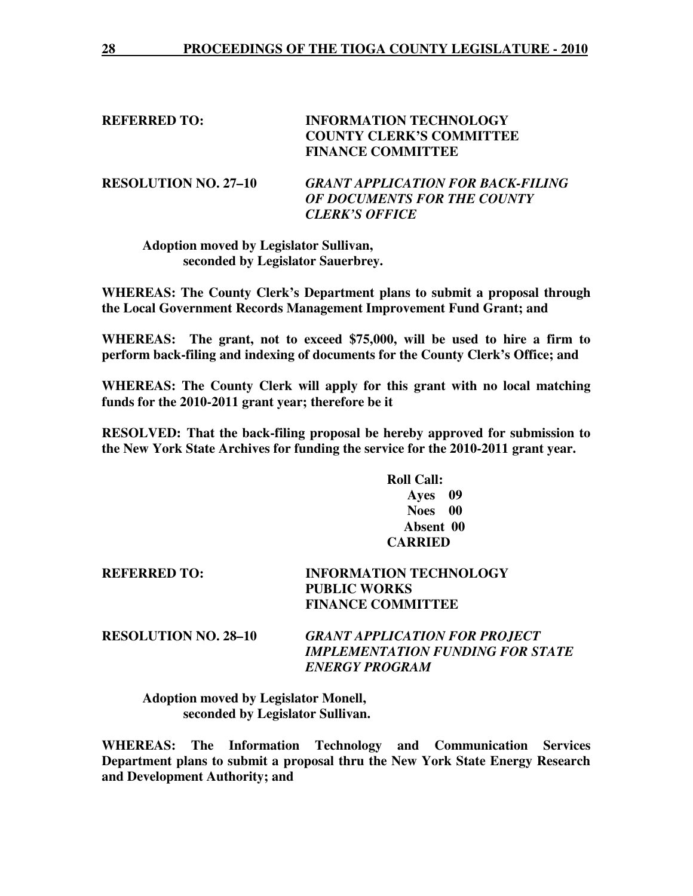**REFERRED TO:** **INFORMATION TECHNOLOGY**
**COUNTY CLERK'S COMMITTEE**
**FINANCE COMMITTEE**

**RESOLUTION NO. 27–10** ***GRANT APPLICATION FOR BACK-FILING OF DOCUMENTS FOR THE COUNTY CLERK'S OFFICE***

**Adoption moved by Legislator Sullivan, seconded by Legislator Sauerbrey.**

**WHEREAS: The County Clerk's Department plans to submit a proposal through the Local Government Records Management Improvement Fund Grant; and**

**WHEREAS: The grant, not to exceed $75,000, will be used to hire a firm to perform back-filing and indexing of documents for the County Clerk's Office; and**

**WHEREAS: The County Clerk will apply for this grant with no local matching funds for the 2010-2011 grant year; therefore be it**

**RESOLVED: That the back-filing proposal be hereby approved for submission to the New York State Archives for funding the service for the 2010-2011 grant year.**

**Roll Call:**
**Ayes 09**
**Noes 00**
**Absent 00**
**CARRIED**

**REFERRED TO:** **INFORMATION TECHNOLOGY**
**PUBLIC WORKS**
**FINANCE COMMITTEE**

**RESOLUTION NO. 28–10** ***GRANT APPLICATION FOR PROJECT IMPLEMENTATION FUNDING FOR STATE ENERGY PROGRAM***

**Adoption moved by Legislator Monell, seconded by Legislator Sullivan.**

**WHEREAS: The Information Technology and Communication Services Department plans to submit a proposal thru the New York State Energy Research and Development Authority; and**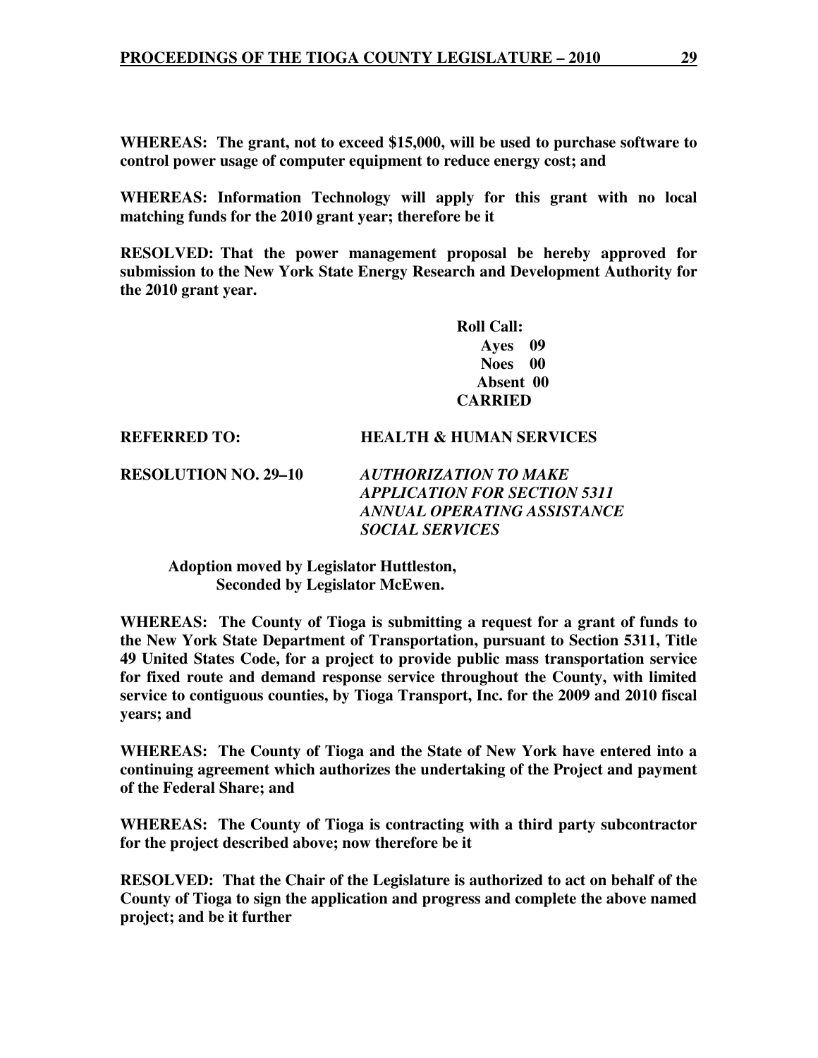**WHEREAS: The grant, not to exceed $15,000, will be used to purchase software to control power usage of computer equipment to reduce energy cost; and**

**WHEREAS: Information Technology will apply for this grant with no local matching funds for the 2010 grant year; therefore be it**

**RESOLVED: That the power management proposal be hereby approved for submission to the New York State Energy Research and Development Authority for the 2010 grant year.**

**Roll Call:**
**Ayes 09**
**Noes 00**
**Absent 00**
**CARRIED**

**REFERRED TO: HEALTH & HUMAN SERVICES**

**RESOLUTION NO. 29–10** ***AUTHORIZATION TO MAKE APPLICATION FOR SECTION 5311 ANNUAL OPERATING ASSISTANCE SOCIAL SERVICES***

**Adoption moved by Legislator Huttleston,**
**Seconded by Legislator McEwen.**

**WHEREAS: The County of Tioga is submitting a request for a grant of funds to the New York State Department of Transportation, pursuant to Section 5311, Title 49 United States Code, for a project to provide public mass transportation service for fixed route and demand response service throughout the County, with limited service to contiguous counties, by Tioga Transport, Inc. for the 2009 and 2010 fiscal years; and**

**WHEREAS: The County of Tioga and the State of New York have entered into a continuing agreement which authorizes the undertaking of the Project and payment of the Federal Share; and**

**WHEREAS: The County of Tioga is contracting with a third party subcontractor for the project described above; now therefore be it**

**RESOLVED: That the Chair of the Legislature is authorized to act on behalf of the County of Tioga to sign the application and progress and complete the above named project; and be it further**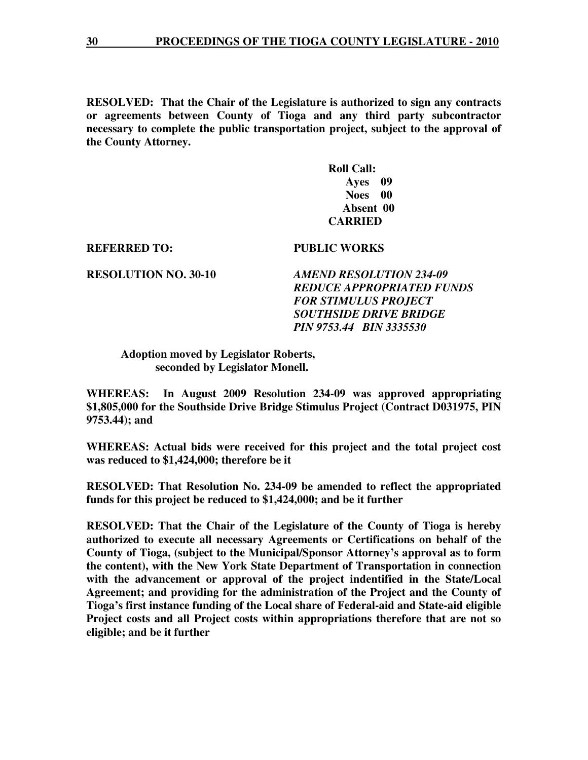**RESOLVED: That the Chair of the Legislature is authorized to sign any contracts or agreements between County of Tioga and any third party subcontractor necessary to complete the public transportation project, subject to the approval of the County Attorney.**

**Roll Call:**
**Ayes 09**
**Noes 00**
**Absent 00**
**CARRIED**

**REFERRED TO:** **PUBLIC WORKS**

**RESOLUTION NO. 30-10** ***AMEND RESOLUTION 234-09 REDUCE APPROPRIATED FUNDS FOR STIMULUS PROJECT SOUTHSIDE DRIVE BRIDGE PIN 9753.44 BIN 3335530***

**Adoption moved by Legislator Roberts, seconded by Legislator Monell.**

**WHEREAS: In August 2009 Resolution 234-09 was approved appropriating $1,805,000 for the Southside Drive Bridge Stimulus Project (Contract D031975, PIN 9753.44); and**

**WHEREAS: Actual bids were received for this project and the total project cost was reduced to $1,424,000; therefore be it**

**RESOLVED: That Resolution No. 234-09 be amended to reflect the appropriated funds for this project be reduced to $1,424,000; and be it further**

**RESOLVED: That the Chair of the Legislature of the County of Tioga is hereby authorized to execute all necessary Agreements or Certifications on behalf of the County of Tioga, (subject to the Municipal/Sponsor Attorney's approval as to form the content), with the New York State Department of Transportation in connection with the advancement or approval of the project indentified in the State/Local Agreement; and providing for the administration of the Project and the County of Tioga's first instance funding of the Local share of Federal-aid and State-aid eligible Project costs and all Project costs within appropriations therefore that are not so eligible; and be it further**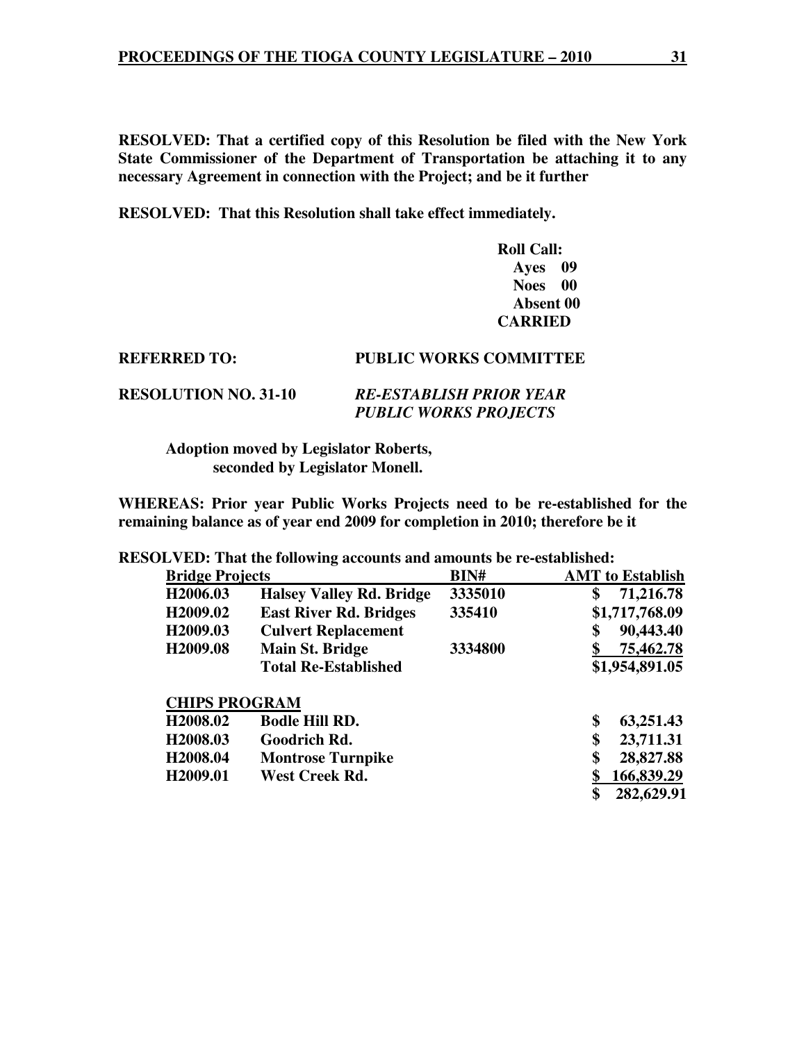**RESOLVED: That a certified copy of this Resolution be filed with the New York State Commissioner of the Department of Transportation be attaching it to any necessary Agreement in connection with the Project; and be it further**

**RESOLVED: That this Resolution shall take effect immediately.**

**Roll Call:**
**Ayes 09**
**Noes 00**
**Absent 00**
**CARRIED**

**REFERRED TO: PUBLIC WORKS COMMITTEE**

**RESOLUTION NO. 31-10** ***RE-ESTABLISH PRIOR YEAR PUBLIC WORKS PROJECTS***

**Adoption moved by Legislator Roberts, seconded by Legislator Monell.**

**WHEREAS: Prior year Public Works Projects need to be re-established for the remaining balance as of year end 2009 for completion in 2010; therefore be it**

**RESOLVED: That the following accounts and amounts be re-established:**

| Bridge Projects | | BIN# | AMT to Establish |
|---|---|---|---|
| H2006.03 | Halsey Valley Rd. Bridge | 3335010 | $ 71,216.78 |
| H2009.02 | East River Rd. Bridges | 335410 | $1,717,768.09 |
| H2009.03 | Culvert Replacement | | $ 90,443.40 |
| H2009.08 | Main St. Bridge | 3334800 | $ 75,462.78 |
| | Total Re-Established | | $1,954,891.05 |

| CHIPS PROGRAM | | |
|---|---|---|
| H2008.02 | Bodle Hill RD. | $ 63,251.43 |
| H2008.03 | Goodrich Rd. | $ 23,711.31 |
| H2008.04 | Montrose Turnpike | $ 28,827.88 |
| H2009.01 | West Creek Rd. | $ 166,839.29 |
| | | $ 282,629.91 |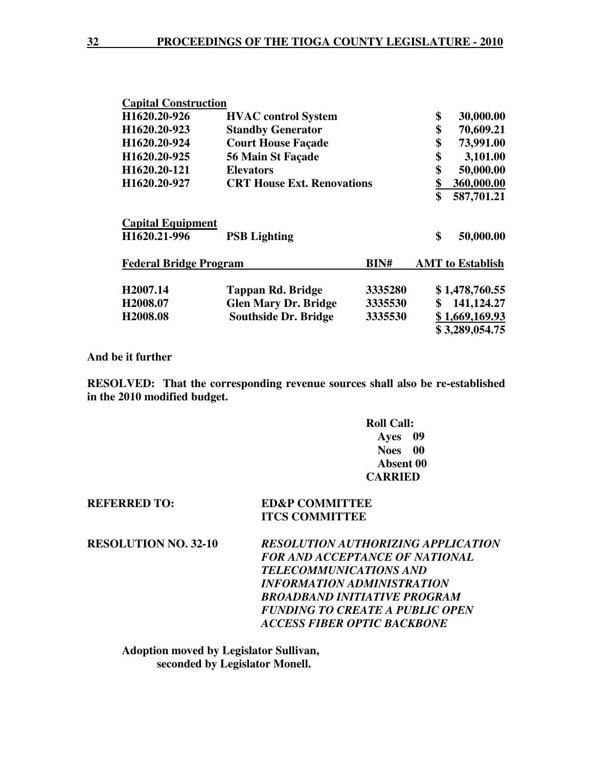**Capital Construction**

| | | |
|---|---|---|
| H1620.20-926 | HVAC control System | $ 30,000.00 |
| H1620.20-923 | Standby Generator | $ 70,609.21 |
| H1620.20-924 | Court House Façade | $ 73,991.00 |
| H1620.20-925 | 56 Main St Façade | $ 3,101.00 |
| H1620.20-121 | Elevators | $ 50,000.00 |
| H1620.20-927 | CRT House Ext. Renovations | $ 360,000.00 |
| | | $ 587,701.21 |

**Capital Equipment**

| | | |
|---|---|---|
| H1620.21-996 | PSB Lighting | $ 50,000.00 |

| Federal Bridge Program | | BIN# | AMT to Establish |
|---|---|---|---|
| H2007.14 | Tappan Rd. Bridge | 3335280 | $ 1,478,760.55 |
| H2008.07 | Glen Mary Dr. Bridge | 3335530 | $ 141,124.27 |
| H2008.08 | Southside Dr. Bridge | 3335530 | $ 1,669,169.93 |
| | | | $ 3,289,054.75 |

**And be it further**

**RESOLVED: That the corresponding revenue sources shall also be re-established in the 2010 modified budget.**

**Roll Call:**
**Ayes 09**
**Noes 00**
**Absent 00**
**CARRIED**

**REFERRED TO:** **ED&P COMMITTEE**
**ITCS COMMITTEE**

**RESOLUTION NO. 32-10** ***RESOLUTION AUTHORIZING APPLICATION FOR AND ACCEPTANCE OF NATIONAL TELECOMMUNICATIONS AND INFORMATION ADMINISTRATION BROADBAND INITIATIVE PROGRAM FUNDING TO CREATE A PUBLIC OPEN ACCESS FIBER OPTIC BACKBONE***

**Adoption moved by Legislator Sullivan, seconded by Legislator Monell.**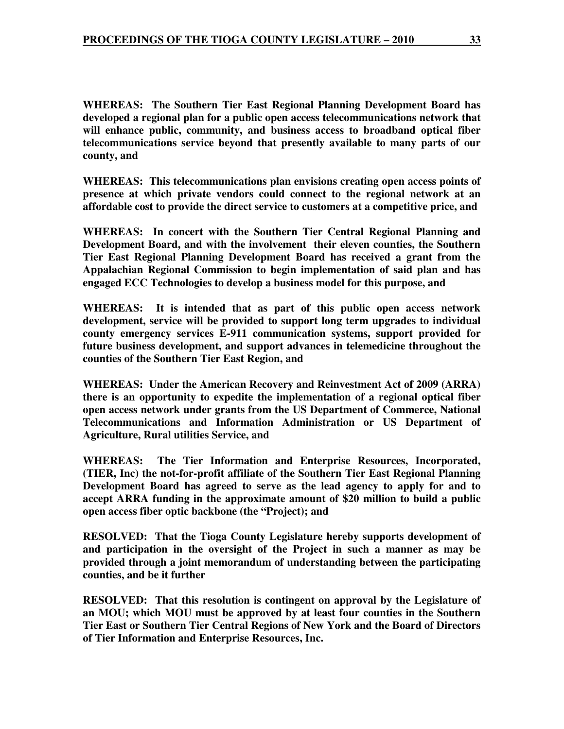**WHEREAS: The Southern Tier East Regional Planning Development Board has developed a regional plan for a public open access telecommunications network that will enhance public, community, and business access to broadband optical fiber telecommunications service beyond that presently available to many parts of our county, and**

**WHEREAS: This telecommunications plan envisions creating open access points of presence at which private vendors could connect to the regional network at an affordable cost to provide the direct service to customers at a competitive price, and**

**WHEREAS: In concert with the Southern Tier Central Regional Planning and Development Board, and with the involvement their eleven counties, the Southern Tier East Regional Planning Development Board has received a grant from the Appalachian Regional Commission to begin implementation of said plan and has engaged ECC Technologies to develop a business model for this purpose, and**

**WHEREAS: It is intended that as part of this public open access network development, service will be provided to support long term upgrades to individual county emergency services E-911 communication systems, support provided for future business development, and support advances in telemedicine throughout the counties of the Southern Tier East Region, and**

**WHEREAS: Under the American Recovery and Reinvestment Act of 2009 (ARRA) there is an opportunity to expedite the implementation of a regional optical fiber open access network under grants from the US Department of Commerce, National Telecommunications and Information Administration or US Department of Agriculture, Rural utilities Service, and**

**WHEREAS: The Tier Information and Enterprise Resources, Incorporated, (TIER, Inc) the not-for-profit affiliate of the Southern Tier East Regional Planning Development Board has agreed to serve as the lead agency to apply for and to accept ARRA funding in the approximate amount of $20 million to build a public open access fiber optic backbone (the "Project); and**

**RESOLVED: That the Tioga County Legislature hereby supports development of and participation in the oversight of the Project in such a manner as may be provided through a joint memorandum of understanding between the participating counties, and be it further**

**RESOLVED: That this resolution is contingent on approval by the Legislature of an MOU; which MOU must be approved by at least four counties in the Southern Tier East or Southern Tier Central Regions of New York and the Board of Directors of Tier Information and Enterprise Resources, Inc.**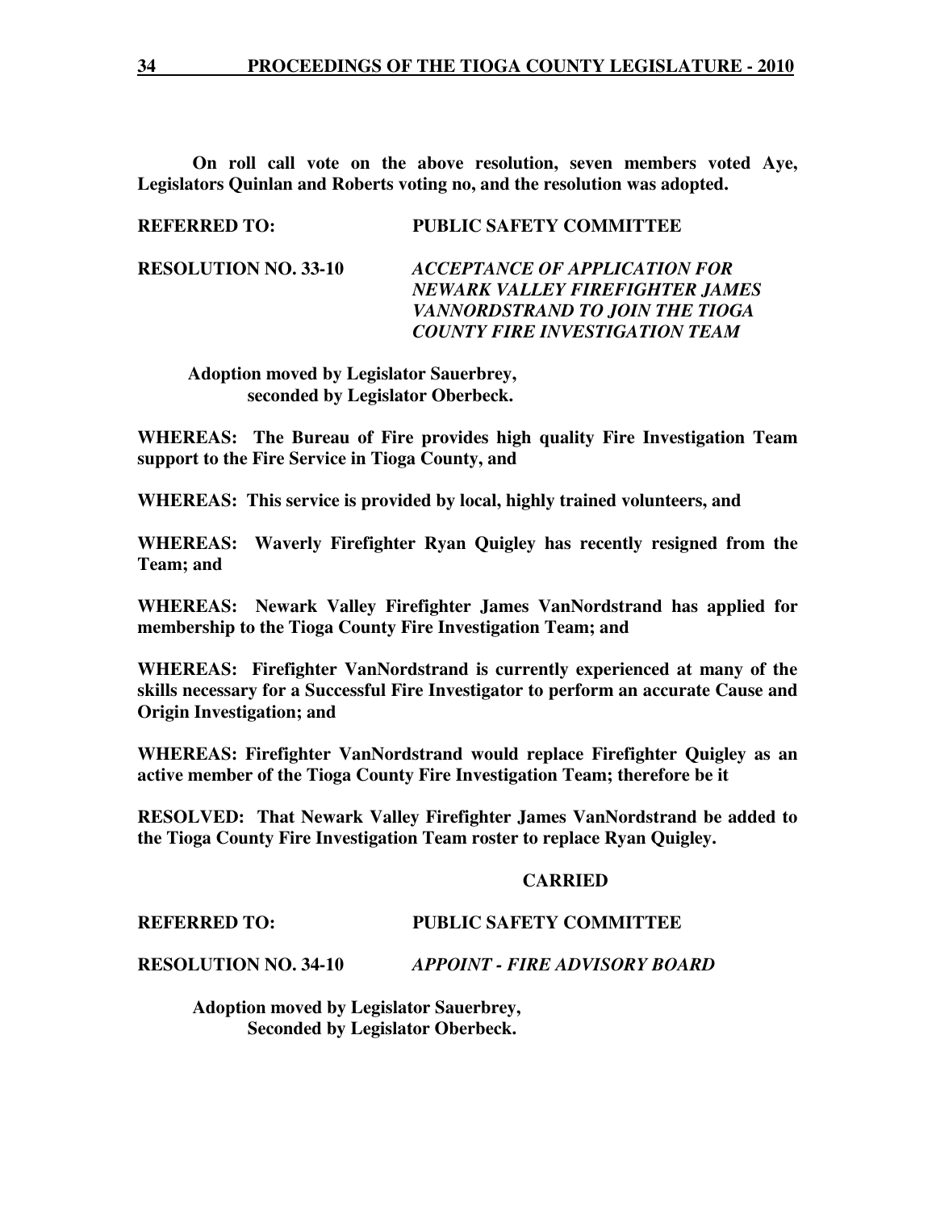**On roll call vote on the above resolution, seven members voted Aye, Legislators Quinlan and Roberts voting no, and the resolution was adopted.**

**REFERRED TO:** **PUBLIC SAFETY COMMITTEE**

**RESOLUTION NO. 33-10** ***ACCEPTANCE OF APPLICATION FOR NEWARK VALLEY FIREFIGHTER JAMES VANNORDSTRAND TO JOIN THE TIOGA COUNTY FIRE INVESTIGATION TEAM***

**Adoption moved by Legislator Sauerbrey, seconded by Legislator Oberbeck.**

**WHEREAS: The Bureau of Fire provides high quality Fire Investigation Team support to the Fire Service in Tioga County, and**

**WHEREAS: This service is provided by local, highly trained volunteers, and**

**WHEREAS: Waverly Firefighter Ryan Quigley has recently resigned from the Team; and**

**WHEREAS: Newark Valley Firefighter James VanNordstrand has applied for membership to the Tioga County Fire Investigation Team; and**

**WHEREAS: Firefighter VanNordstrand is currently experienced at many of the skills necessary for a Successful Fire Investigator to perform an accurate Cause and Origin Investigation; and**

**WHEREAS: Firefighter VanNordstrand would replace Firefighter Quigley as an active member of the Tioga County Fire Investigation Team; therefore be it**

**RESOLVED: That Newark Valley Firefighter James VanNordstrand be added to the Tioga County Fire Investigation Team roster to replace Ryan Quigley.**

**CARRIED**

**REFERRED TO:** **PUBLIC SAFETY COMMITTEE**

**RESOLUTION NO. 34-10** ***APPOINT - FIRE ADVISORY BOARD***

**Adoption moved by Legislator Sauerbrey, Seconded by Legislator Oberbeck.**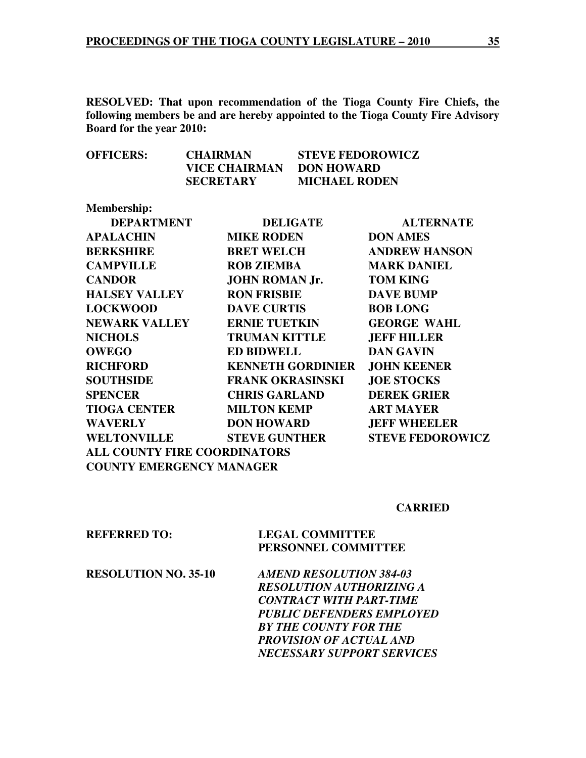**RESOLVED: That upon recommendation of the Tioga County Fire Chiefs, the following members be and are hereby appointed to the Tioga County Fire Advisory Board for the year 2010:**

| **OFFICERS:** | **CHAIRMAN** | **STEVE FEDOROWICZ** |
|---|---|---|
| | **VICE CHAIRMAN** | **DON HOWARD** |
| | **SECRETARY** | **MICHAEL RODEN** |

**Membership:**

| **DEPARTMENT** | **DELIGATE** | **ALTERNATE** |
|---|---|---|
| **APALACHIN** | **MIKE RODEN** | **DON AMES** |
| **BERKSHIRE** | **BRET WELCH** | **ANDREW HANSON** |
| **CAMPVILLE** | **ROB ZIEMBA** | **MARK DANIEL** |
| **CANDOR** | **JOHN ROMAN Jr.** | **TOM KING** |
| **HALSEY VALLEY** | **RON FRISBIE** | **DAVE BUMP** |
| **LOCKWOOD** | **DAVE CURTIS** | **BOB LONG** |
| **NEWARK VALLEY** | **ERNIE TUETKIN** | **GEORGE WAHL** |
| **NICHOLS** | **TRUMAN KITTLE** | **JEFF HILLER** |
| **OWEGO** | **ED BIDWELL** | **DAN GAVIN** |
| **RICHFORD** | **KENNETH GORDINIER** | **JOHN KEENER** |
| **SOUTHSIDE** | **FRANK OKRASINSKI** | **JOE STOCKS** |
| **SPENCER** | **CHRIS GARLAND** | **DEREK GRIER** |
| **TIOGA CENTER** | **MILTON KEMP** | **ART MAYER** |
| **WAVERLY** | **DON HOWARD** | **JEFF WHEELER** |
| **WELTONVILLE** | **STEVE GUNTHER** | **STEVE FEDOROWICZ** |

**ALL COUNTY FIRE COORDINATORS**
**COUNTY EMERGENCY MANAGER**

**CARRIED**

**REFERRED TO:** **LEGAL COMMITTEE**
**PERSONNEL COMMITTEE**

**RESOLUTION NO. 35-10** ***AMEND RESOLUTION 384-03 RESOLUTION AUTHORIZING A CONTRACT WITH PART-TIME PUBLIC DEFENDERS EMPLOYED BY THE COUNTY FOR THE PROVISION OF ACTUAL AND NECESSARY SUPPORT SERVICES***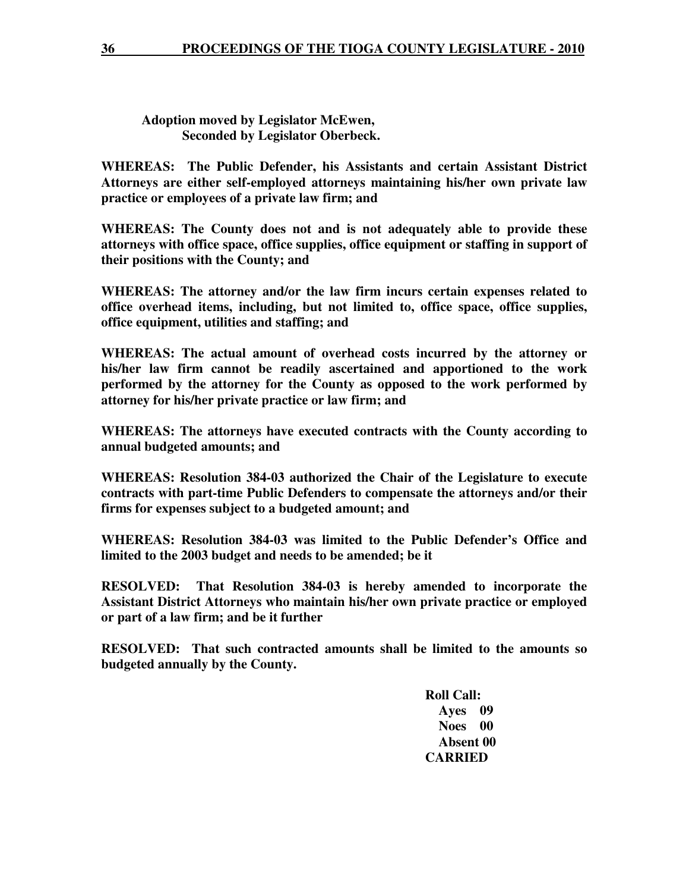**Adoption moved by Legislator McEwen,**
**Seconded by Legislator Oberbeck.**

**WHEREAS: The Public Defender, his Assistants and certain Assistant District Attorneys are either self-employed attorneys maintaining his/her own private law practice or employees of a private law firm; and**

**WHEREAS: The County does not and is not adequately able to provide these attorneys with office space, office supplies, office equipment or staffing in support of their positions with the County; and**

**WHEREAS: The attorney and/or the law firm incurs certain expenses related to office overhead items, including, but not limited to, office space, office supplies, office equipment, utilities and staffing; and**

**WHEREAS: The actual amount of overhead costs incurred by the attorney or his/her law firm cannot be readily ascertained and apportioned to the work performed by the attorney for the County as opposed to the work performed by attorney for his/her private practice or law firm; and**

**WHEREAS: The attorneys have executed contracts with the County according to annual budgeted amounts; and**

**WHEREAS: Resolution 384-03 authorized the Chair of the Legislature to execute contracts with part-time Public Defenders to compensate the attorneys and/or their firms for expenses subject to a budgeted amount; and**

**WHEREAS: Resolution 384-03 was limited to the Public Defender's Office and limited to the 2003 budget and needs to be amended; be it**

**RESOLVED: That Resolution 384-03 is hereby amended to incorporate the Assistant District Attorneys who maintain his/her own private practice or employed or part of a law firm; and be it further**

**RESOLVED: That such contracted amounts shall be limited to the amounts so budgeted annually by the County.**

**Roll Call:**
**Ayes 09**
**Noes 00**
**Absent 00**
**CARRIED**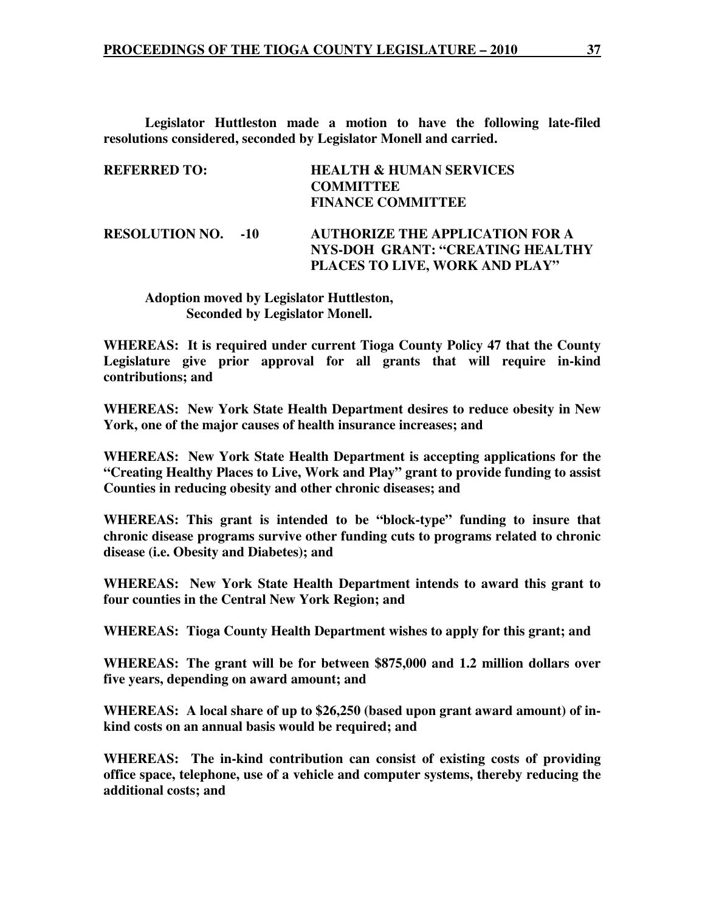**Legislator Huttleston made a motion to have the following late-filed resolutions considered, seconded by Legislator Monell and carried.**

**REFERRED TO: HEALTH & HUMAN SERVICES COMMITTEE**
**FINANCE COMMITTEE**

**RESOLUTION NO. -10 AUTHORIZE THE APPLICATION FOR A NYS-DOH GRANT: "CREATING HEALTHY PLACES TO LIVE, WORK AND PLAY"**

**Adoption moved by Legislator Huttleston,**
**Seconded by Legislator Monell.**

**WHEREAS: It is required under current Tioga County Policy 47 that the County Legislature give prior approval for all grants that will require in-kind contributions; and**

**WHEREAS: New York State Health Department desires to reduce obesity in New York, one of the major causes of health insurance increases; and**

**WHEREAS: New York State Health Department is accepting applications for the "Creating Healthy Places to Live, Work and Play" grant to provide funding to assist Counties in reducing obesity and other chronic diseases; and**

**WHEREAS: This grant is intended to be "block-type" funding to insure that chronic disease programs survive other funding cuts to programs related to chronic disease (i.e. Obesity and Diabetes); and**

**WHEREAS: New York State Health Department intends to award this grant to four counties in the Central New York Region; and**

**WHEREAS: Tioga County Health Department wishes to apply for this grant; and**

**WHEREAS: The grant will be for between $875,000 and 1.2 million dollars over five years, depending on award amount; and**

**WHEREAS: A local share of up to $26,250 (based upon grant award amount) of in-kind costs on an annual basis would be required; and**

**WHEREAS: The in-kind contribution can consist of existing costs of providing office space, telephone, use of a vehicle and computer systems, thereby reducing the additional costs; and**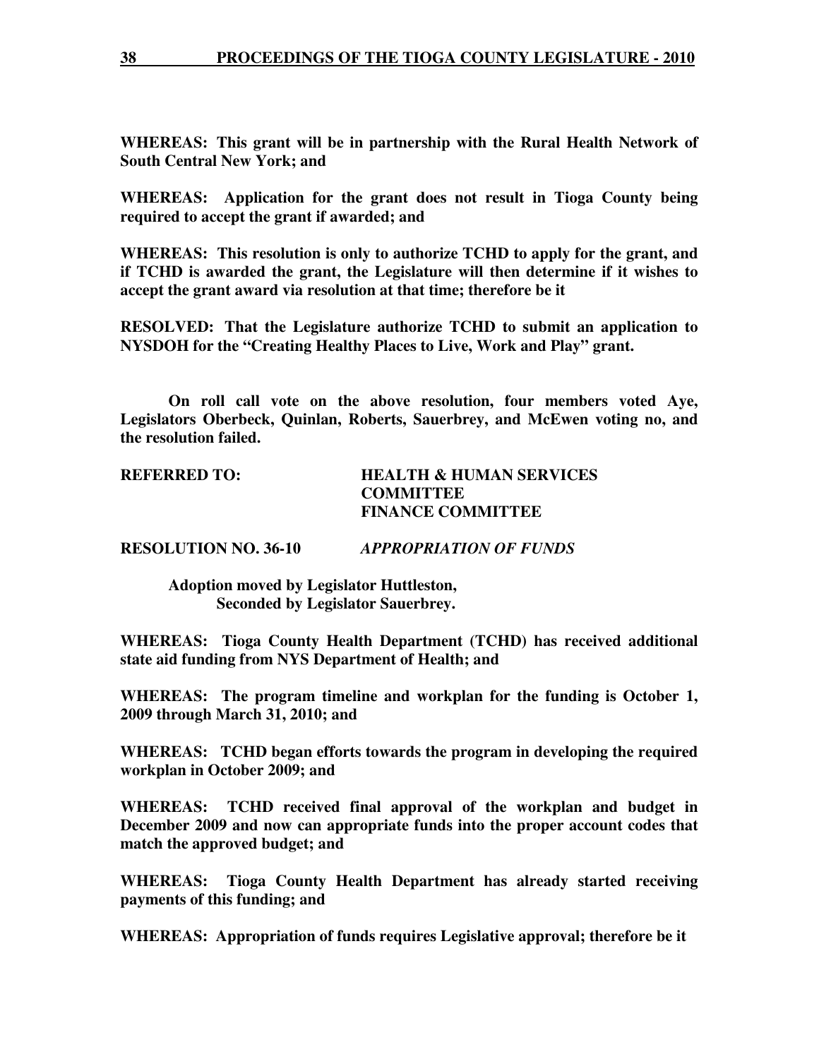**WHEREAS: This grant will be in partnership with the Rural Health Network of South Central New York; and**

**WHEREAS: Application for the grant does not result in Tioga County being required to accept the grant if awarded; and**

**WHEREAS: This resolution is only to authorize TCHD to apply for the grant, and if TCHD is awarded the grant, the Legislature will then determine if it wishes to accept the grant award via resolution at that time; therefore be it**

**RESOLVED: That the Legislature authorize TCHD to submit an application to NYSDOH for the "Creating Healthy Places to Live, Work and Play" grant.**

**On roll call vote on the above resolution, four members voted Aye, Legislators Oberbeck, Quinlan, Roberts, Sauerbrey, and McEwen voting no, and the resolution failed.**

**REFERRED TO: HEALTH & HUMAN SERVICES COMMITTEE**
**FINANCE COMMITTEE**

**RESOLUTION NO. 36-10** ***APPROPRIATION OF FUNDS***

**Adoption moved by Legislator Huttleston,**
**Seconded by Legislator Sauerbrey.**

**WHEREAS: Tioga County Health Department (TCHD) has received additional state aid funding from NYS Department of Health; and**

**WHEREAS: The program timeline and workplan for the funding is October 1, 2009 through March 31, 2010; and**

**WHEREAS: TCHD began efforts towards the program in developing the required workplan in October 2009; and**

**WHEREAS: TCHD received final approval of the workplan and budget in December 2009 and now can appropriate funds into the proper account codes that match the approved budget; and**

**WHEREAS: Tioga County Health Department has already started receiving payments of this funding; and**

**WHEREAS: Appropriation of funds requires Legislative approval; therefore be it**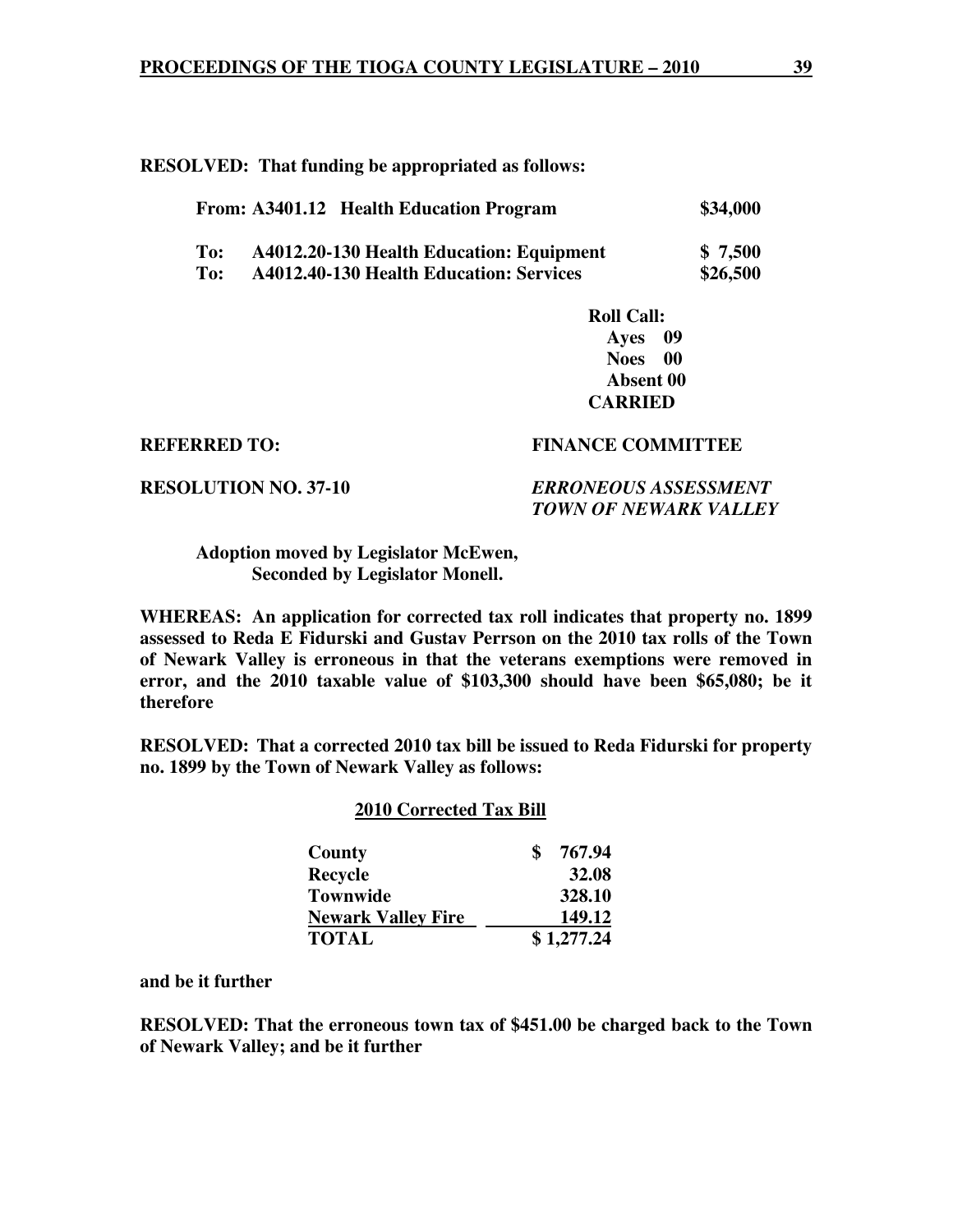**RESOLVED: That funding be appropriated as follows:**

| | | |
|---|---|---|
| **From:** | **A3401.12 Health Education Program** | **$34,000** |
| **To:** | **A4012.20-130 Health Education: Equipment** | **$ 7,500** |
| **To:** | **A4012.40-130 Health Education: Services** | **$26,500** |

**Roll Call:**
**Ayes 09**
**Noes 00**
**Absent 00**
**CARRIED**

**REFERRED TO: FINANCE COMMITTEE**

**RESOLUTION NO. 37-10** ***ERRONEOUS ASSESSMENT TOWN OF NEWARK VALLEY***

**Adoption moved by Legislator McEwen,**
**Seconded by Legislator Monell.**

**WHEREAS: An application for corrected tax roll indicates that property no. 1899 assessed to Reda E Fidurski and Gustav Perrson on the 2010 tax rolls of the Town of Newark Valley is erroneous in that the veterans exemptions were removed in error, and the 2010 taxable value of $103,300 should have been $65,080; be it therefore**

**RESOLVED: That a corrected 2010 tax bill be issued to Reda Fidurski for property no. 1899 by the Town of Newark Valley as follows:**

**2010 Corrected Tax Bill**

| | |
|---|---|
| **County** | **$ 767.94** |
| **Recycle** | **32.08** |
| **Townwide** | **328.10** |
| **Newark Valley Fire** | **149.12** |
| **TOTAL** | **$ 1,277.24** |

**and be it further**

**RESOLVED: That the erroneous town tax of $451.00 be charged back to the Town of Newark Valley; and be it further**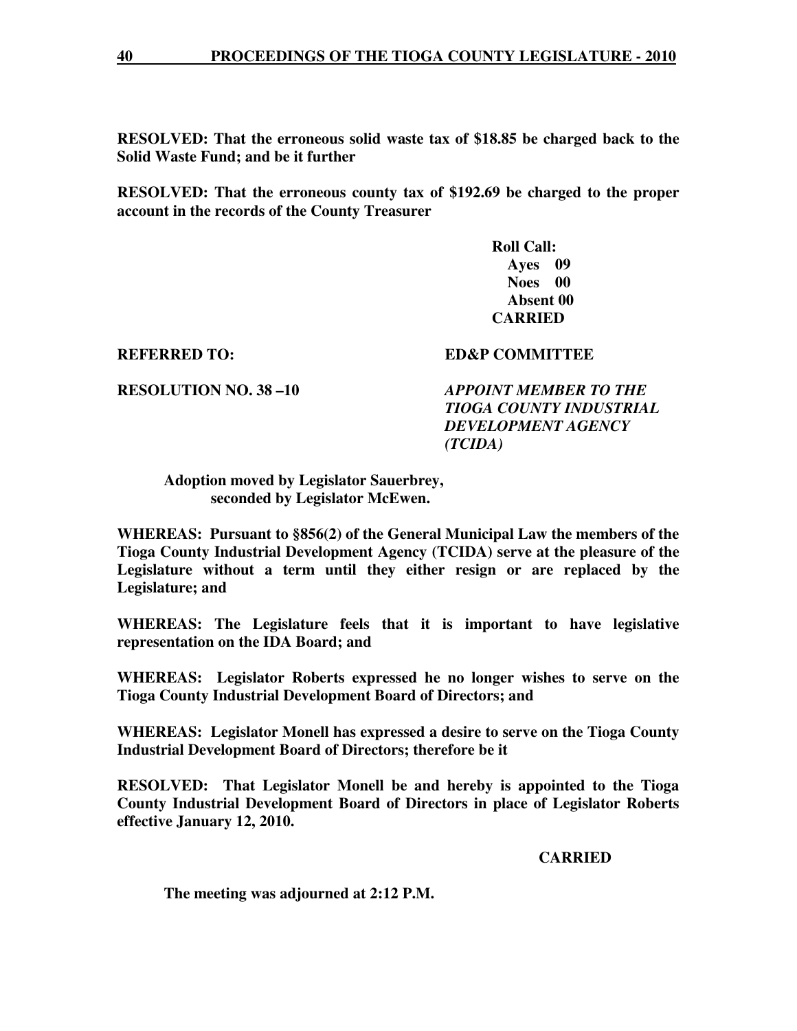**RESOLVED: That the erroneous solid waste tax of $18.85 be charged back to the Solid Waste Fund; and be it further**

**RESOLVED: That the erroneous county tax of $192.69 be charged to the proper account in the records of the County Treasurer**

**Roll Call:**
**Ayes 09**
**Noes 00**
**Absent 00**
**CARRIED**

**REFERRED TO:** **ED&P COMMITTEE**

**RESOLUTION NO. 38 –10** ***APPOINT MEMBER TO THE TIOGA COUNTY INDUSTRIAL DEVELOPMENT AGENCY (TCIDA)***

**Adoption moved by Legislator Sauerbrey, seconded by Legislator McEwen.**

**WHEREAS: Pursuant to §856(2) of the General Municipal Law the members of the Tioga County Industrial Development Agency (TCIDA) serve at the pleasure of the Legislature without a term until they either resign or are replaced by the Legislature; and**

**WHEREAS: The Legislature feels that it is important to have legislative representation on the IDA Board; and**

**WHEREAS: Legislator Roberts expressed he no longer wishes to serve on the Tioga County Industrial Development Board of Directors; and**

**WHEREAS: Legislator Monell has expressed a desire to serve on the Tioga County Industrial Development Board of Directors; therefore be it**

**RESOLVED: That Legislator Monell be and hereby is appointed to the Tioga County Industrial Development Board of Directors in place of Legislator Roberts effective January 12, 2010.**

**CARRIED**

**The meeting was adjourned at 2:12 P.M.**